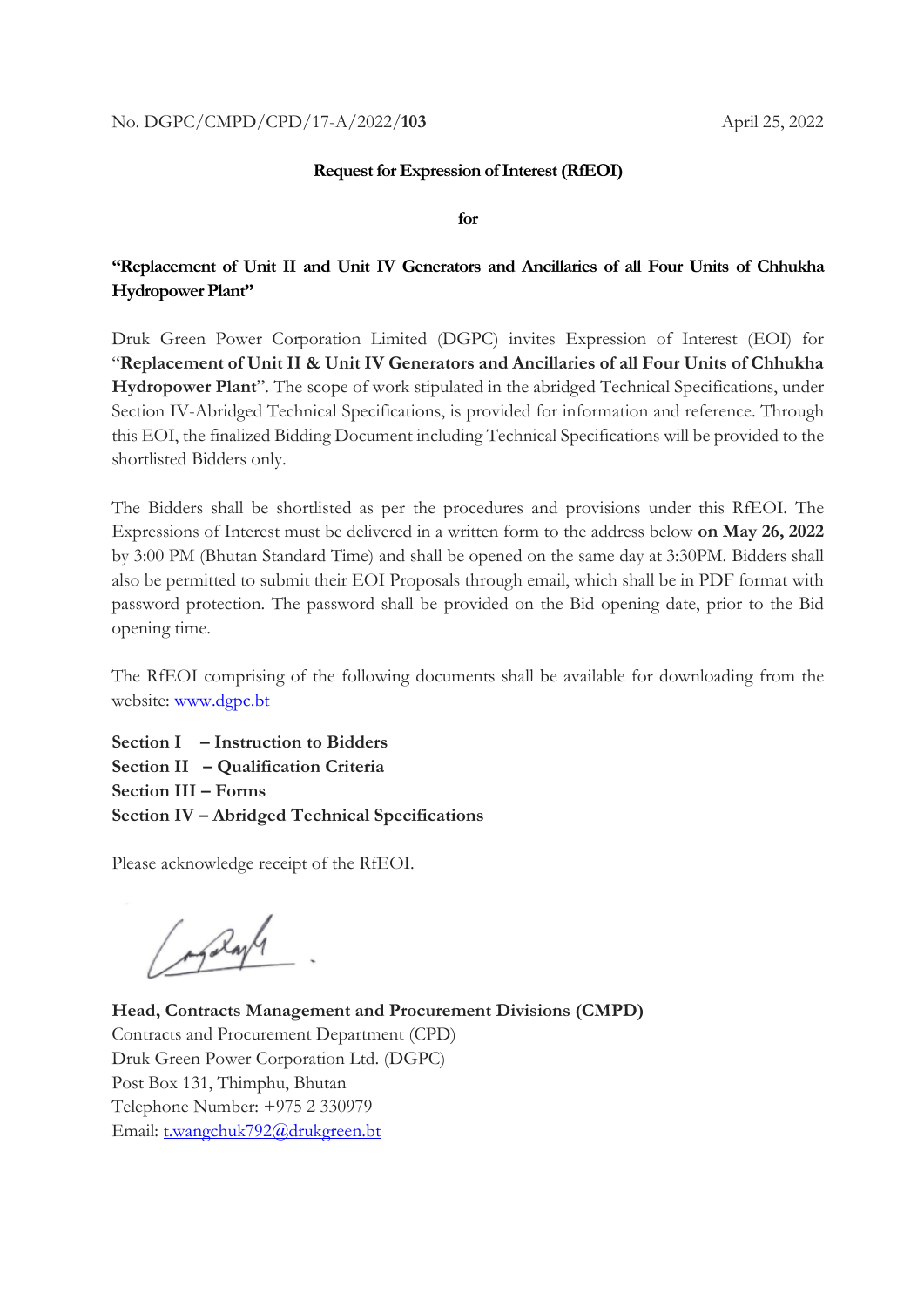No. DGPC/CMPD/CPD/17-A/2022/**103** April 25, 2022

**Request for Expression of Interest (RfEOI)**

**for**

**"Replacement of Unit II and Unit IV Generators and Ancillaries of all Four Units of Chhukha Hydropower Plant"**

Druk Green Power Corporation Limited (DGPC) invites Expression of Interest (EOI) for "**Replacement of Unit II & Unit IV Generators and Ancillaries of all Four Units of Chhukha Hydropower Plant**". The scope of work stipulated in the abridged Technical Specifications, under Section IV-Abridged Technical Specifications, is provided for information and reference. Through this EOI, the finalized Bidding Document including Technical Specifications will be provided to the shortlisted Bidders only.

The Bidders shall be shortlisted as per the procedures and provisions under this RfEOI. The Expressions of Interest must be delivered in a written form to the address below **on May 26, 2022** by 3:00 PM (Bhutan Standard Time) and shall be opened on the same day at 3:30PM. Bidders shall also be permitted to submit their EOI Proposals through email, which shall be in PDF format with password protection. The password shall be provided on the Bid opening date, prior to the Bid opening time.

The RfEOI comprising of the following documents shall be available for downloading from the website: www.dgpc.bt

**Section I – Instruction to Bidders**
**Section II – Qualification Criteria**
**Section III – Forms**
**Section IV – Abridged Technical Specifications**

Please acknowledge receipt of the RfEOI.

**Head, Contracts Management and Procurement Divisions (CMPD)**
Contracts and Procurement Department (CPD)
Druk Green Power Corporation Ltd. (DGPC)
Post Box 131, Thimphu, Bhutan
Telephone Number: +975 2 330979
Email: t.wangchuk792@drukgreen.bt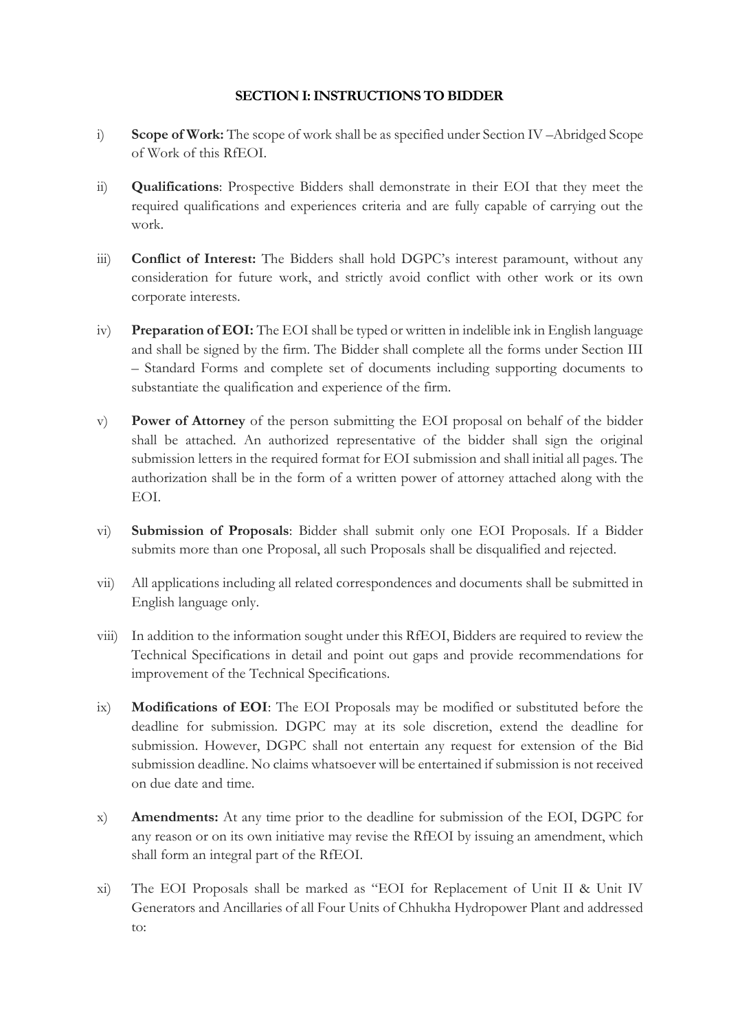## SECTION I: INSTRUCTIONS TO BIDDER

i) **Scope of Work:** The scope of work shall be as specified under Section IV –Abridged Scope of Work of this RfEOI.

ii) **Qualifications**: Prospective Bidders shall demonstrate in their EOI that they meet the required qualifications and experiences criteria and are fully capable of carrying out the work.

iii) **Conflict of Interest:** The Bidders shall hold DGPC's interest paramount, without any consideration for future work, and strictly avoid conflict with other work or its own corporate interests.

iv) **Preparation of EOI:** The EOI shall be typed or written in indelible ink in English language and shall be signed by the firm. The Bidder shall complete all the forms under Section III – Standard Forms and complete set of documents including supporting documents to substantiate the qualification and experience of the firm.

v) **Power of Attorney** of the person submitting the EOI proposal on behalf of the bidder shall be attached. An authorized representative of the bidder shall sign the original submission letters in the required format for EOI submission and shall initial all pages. The authorization shall be in the form of a written power of attorney attached along with the EOI.

vi) **Submission of Proposals**: Bidder shall submit only one EOI Proposals. If a Bidder submits more than one Proposal, all such Proposals shall be disqualified and rejected.

vii) All applications including all related correspondences and documents shall be submitted in English language only.

viii) In addition to the information sought under this RfEOI, Bidders are required to review the Technical Specifications in detail and point out gaps and provide recommendations for improvement of the Technical Specifications.

ix) **Modifications of EOI**: The EOI Proposals may be modified or substituted before the deadline for submission. DGPC may at its sole discretion, extend the deadline for submission. However, DGPC shall not entertain any request for extension of the Bid submission deadline. No claims whatsoever will be entertained if submission is not received on due date and time.

x) **Amendments:** At any time prior to the deadline for submission of the EOI, DGPC for any reason or on its own initiative may revise the RfEOI by issuing an amendment, which shall form an integral part of the RfEOI.

xi) The EOI Proposals shall be marked as "EOI for Replacement of Unit II & Unit IV Generators and Ancillaries of all Four Units of Chhukha Hydropower Plant and addressed to: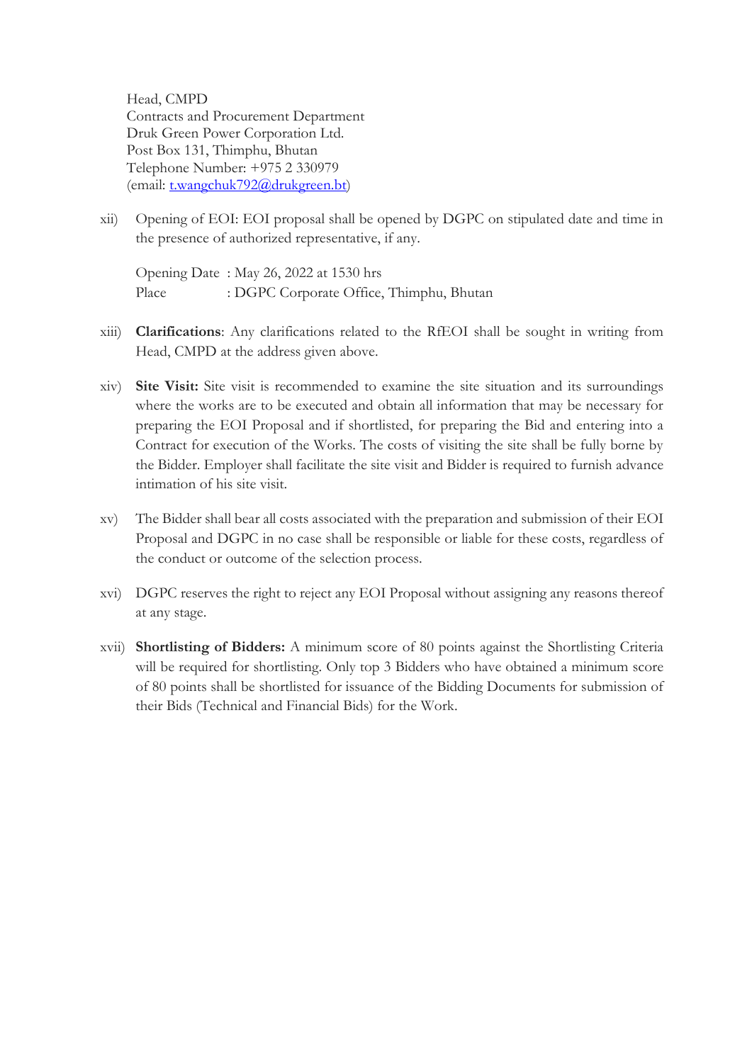Head, CMPD
Contracts and Procurement Department
Druk Green Power Corporation Ltd.
Post Box 131, Thimphu, Bhutan
Telephone Number: +975 2 330979
(email: t.wangchuk792@drukgreen.bt)

xii) Opening of EOI: EOI proposal shall be opened by DGPC on stipulated date and time in the presence of authorized representative, if any.

Opening Date : May 26, 2022 at 1530 hrs
Place : DGPC Corporate Office, Thimphu, Bhutan

xiii) **Clarifications**: Any clarifications related to the RfEOI shall be sought in writing from Head, CMPD at the address given above.

xiv) **Site Visit:** Site visit is recommended to examine the site situation and its surroundings where the works are to be executed and obtain all information that may be necessary for preparing the EOI Proposal and if shortlisted, for preparing the Bid and entering into a Contract for execution of the Works. The costs of visiting the site shall be fully borne by the Bidder. Employer shall facilitate the site visit and Bidder is required to furnish advance intimation of his site visit.

xv) The Bidder shall bear all costs associated with the preparation and submission of their EOI Proposal and DGPC in no case shall be responsible or liable for these costs, regardless of the conduct or outcome of the selection process.

xvi) DGPC reserves the right to reject any EOI Proposal without assigning any reasons thereof at any stage.

xvii) **Shortlisting of Bidders:** A minimum score of 80 points against the Shortlisting Criteria will be required for shortlisting. Only top 3 Bidders who have obtained a minimum score of 80 points shall be shortlisted for issuance of the Bidding Documents for submission of their Bids (Technical and Financial Bids) for the Work.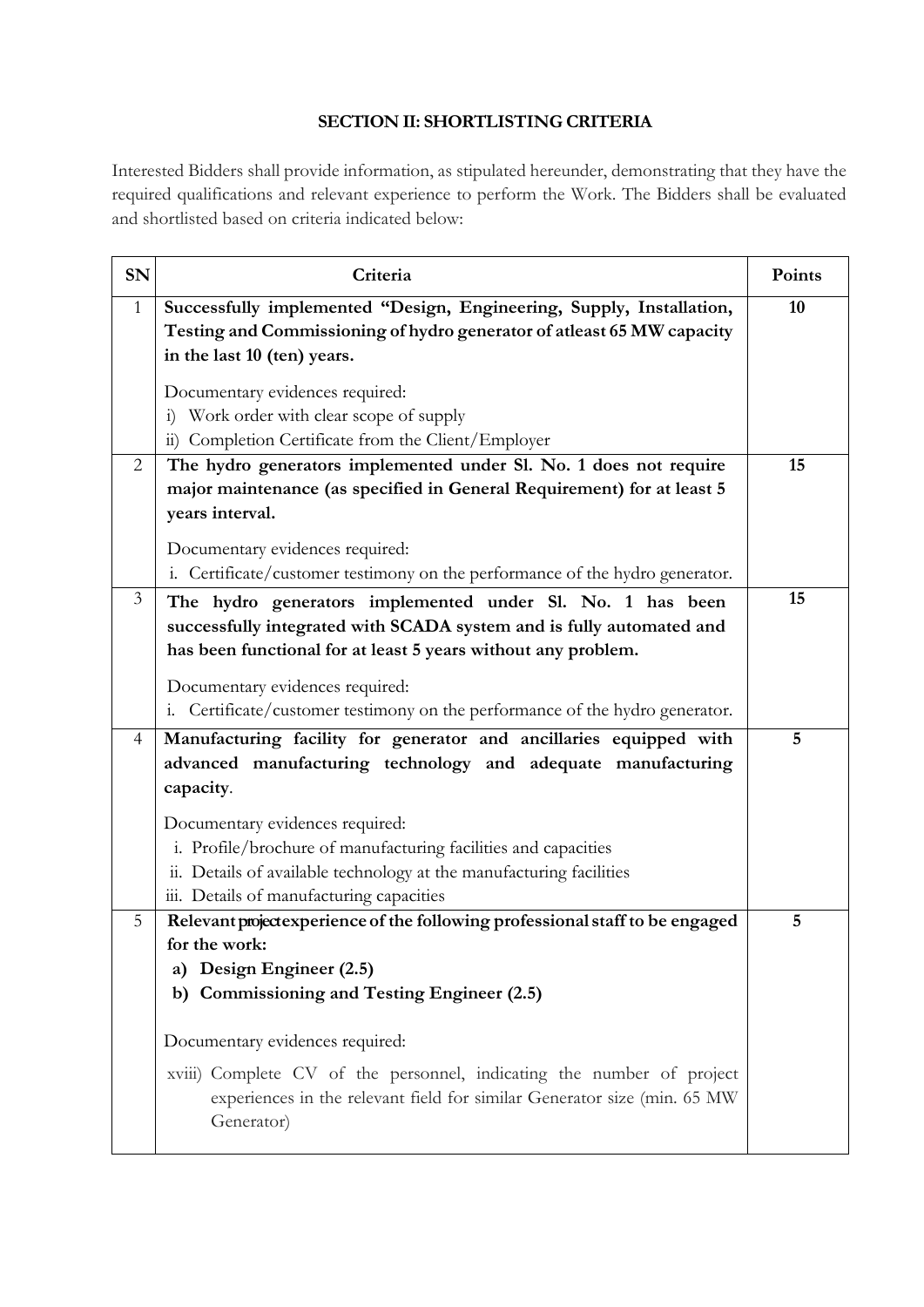## SECTION II: SHORTLISTING CRITERIA

Interested Bidders shall provide information, as stipulated hereunder, demonstrating that they have the required qualifications and relevant experience to perform the Work. The Bidders shall be evaluated and shortlisted based on criteria indicated below:

| SN | Criteria | Points |
|---|---|---|
| 1 | **Successfully implemented "Design, Engineering, Supply, Installation, Testing and Commissioning of hydro generator of atleast 65 MW capacity in the last 10 (ten) years.**<br><br>Documentary evidences required:<br>i) Work order with clear scope of supply<br>ii) Completion Certificate from the Client/Employer | **10** |
| 2 | **The hydro generators implemented under Sl. No. 1 does not require major maintenance (as specified in General Requirement) for at least 5 years interval.**<br><br>Documentary evidences required:<br>i. Certificate/customer testimony on the performance of the hydro generator. | **15** |
| 3 | **The hydro generators implemented under Sl. No. 1 has been successfully integrated with SCADA system and is fully automated and has been functional for at least 5 years without any problem.**<br><br>Documentary evidences required:<br>i. Certificate/customer testimony on the performance of the hydro generator. | **15** |
| 4 | **Manufacturing facility for generator and ancillaries equipped with advanced manufacturing technology and adequate manufacturing capacity**.<br><br>Documentary evidences required:<br>i. Profile/brochure of manufacturing facilities and capacities<br>ii. Details of available technology at the manufacturing facilities<br>iii. Details of manufacturing capacities | **5** |
| 5 | **Relevant project experience of the following professional staff to be engaged for the work:**<br>**a) Design Engineer (2.5)**<br>**b) Commissioning and Testing Engineer (2.5)**<br><br>Documentary evidences required:<br>xviii) Complete CV of the personnel, indicating the number of project experiences in the relevant field for similar Generator size (min. 65 MW Generator) | **5** |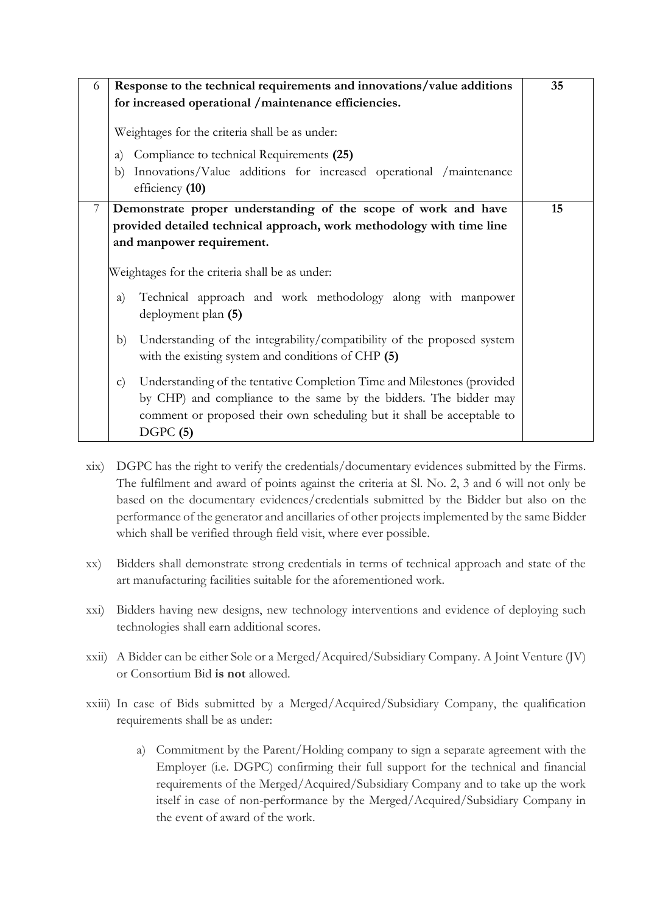| | | |
|---|---|---|
| 6 | **Response to the technical requirements and innovations/value additions for increased operational /maintenance efficiencies.**<br><br>Weightages for the criteria shall be as under:<br>a) Compliance to technical Requirements **(25)**<br>b) Innovations/Value additions for increased operational /maintenance efficiency **(10)** | **35** |
| 7 | **Demonstrate proper understanding of the scope of work and have provided detailed technical approach, work methodology with time line and manpower requirement.**<br><br>Weightages for the criteria shall be as under:<br>a) Technical approach and work methodology along with manpower deployment plan **(5)**<br>b) Understanding of the integrability/compatibility of the proposed system with the existing system and conditions of CHP **(5)**<br>c) Understanding of the tentative Completion Time and Milestones (provided by CHP) and compliance to the same by the bidders. The bidder may comment or proposed their own scheduling but it shall be acceptable to DGPC **(5)** | **15** |

xix) DGPC has the right to verify the credentials/documentary evidences submitted by the Firms. The fulfilment and award of points against the criteria at Sl. No. 2, 3 and 6 will not only be based on the documentary evidences/credentials submitted by the Bidder but also on the performance of the generator and ancillaries of other projects implemented by the same Bidder which shall be verified through field visit, where ever possible.

xx) Bidders shall demonstrate strong credentials in terms of technical approach and state of the art manufacturing facilities suitable for the aforementioned work.

xxi) Bidders having new designs, new technology interventions and evidence of deploying such technologies shall earn additional scores.

xxii) A Bidder can be either Sole or a Merged/Acquired/Subsidiary Company. A Joint Venture (JV) or Consortium Bid **is not** allowed.

xxiii) In case of Bids submitted by a Merged/Acquired/Subsidiary Company, the qualification requirements shall be as under:

a) Commitment by the Parent/Holding company to sign a separate agreement with the Employer (i.e. DGPC) confirming their full support for the technical and financial requirements of the Merged/Acquired/Subsidiary Company and to take up the work itself in case of non-performance by the Merged/Acquired/Subsidiary Company in the event of award of the work.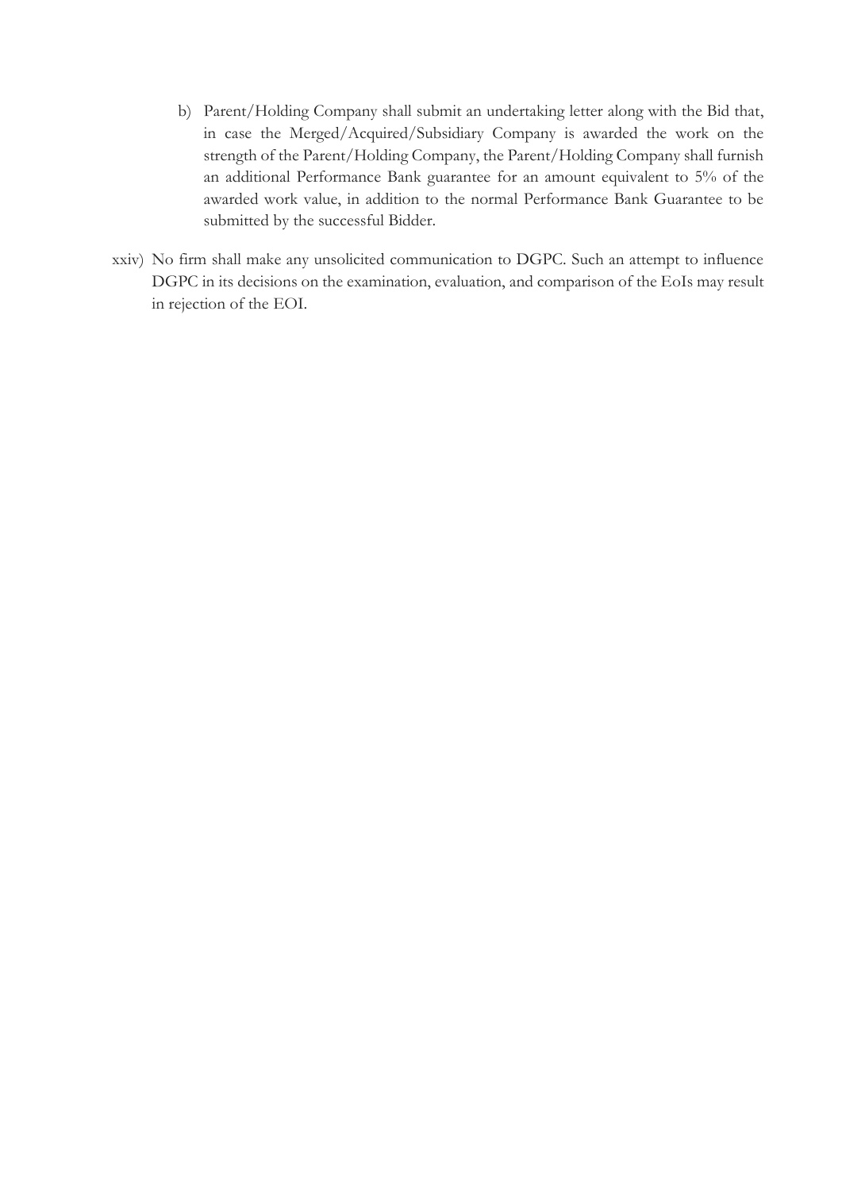b) Parent/Holding Company shall submit an undertaking letter along with the Bid that, in case the Merged/Acquired/Subsidiary Company is awarded the work on the strength of the Parent/Holding Company, the Parent/Holding Company shall furnish an additional Performance Bank guarantee for an amount equivalent to 5% of the awarded work value, in addition to the normal Performance Bank Guarantee to be submitted by the successful Bidder.

xxiv) No firm shall make any unsolicited communication to DGPC. Such an attempt to influence DGPC in its decisions on the examination, evaluation, and comparison of the EoIs may result in rejection of the EOI.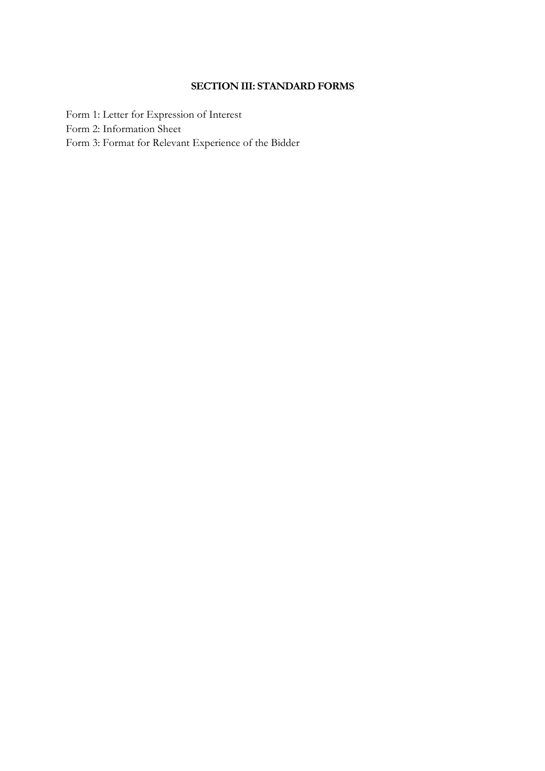## SECTION III: STANDARD FORMS

Form 1: Letter for Expression of Interest
Form 2: Information Sheet
Form 3: Format for Relevant Experience of the Bidder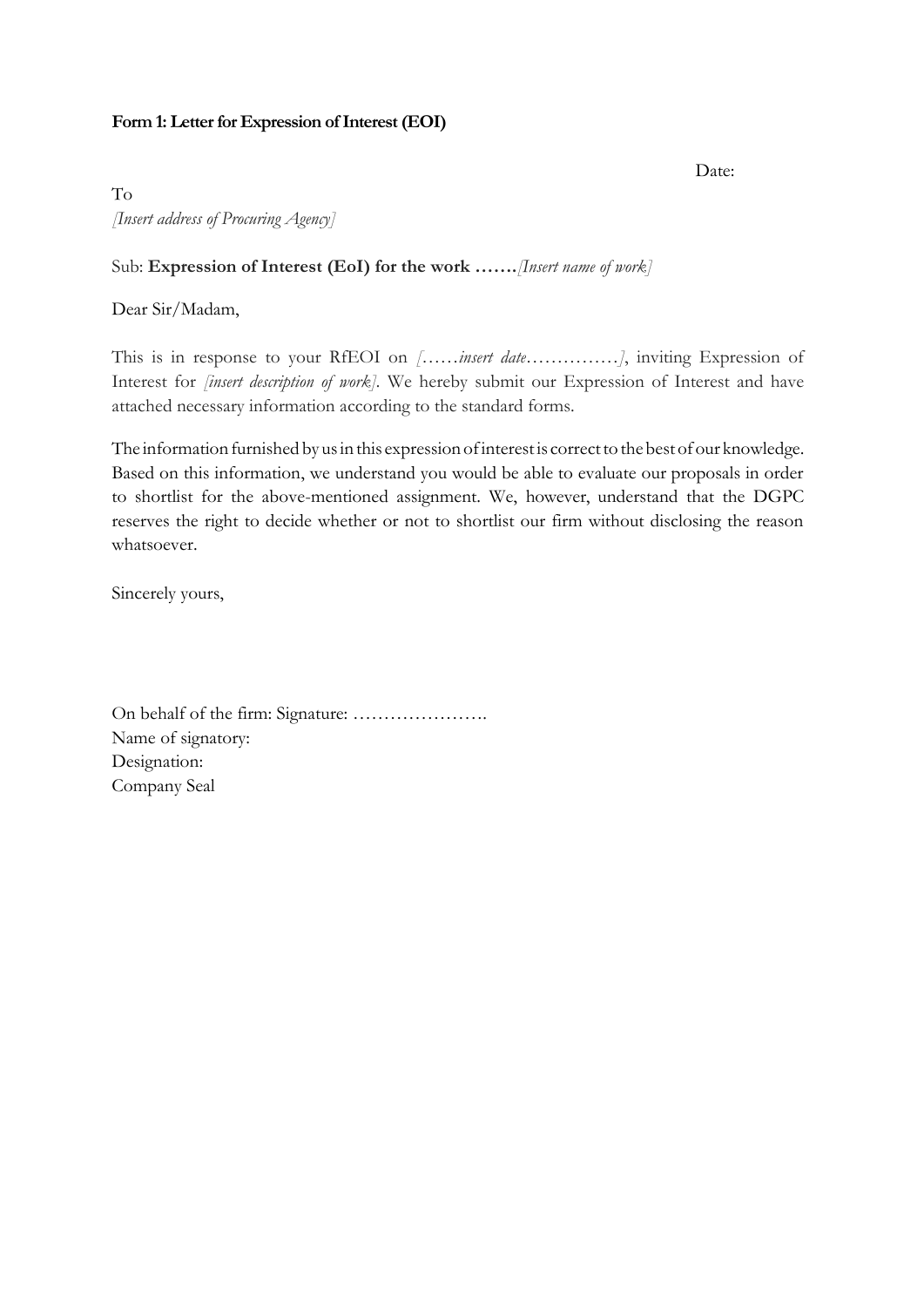**Form 1: Letter for Expression of Interest (EOI)**

Date:

To
*[Insert address of Procuring Agency]*

Sub: **Expression of Interest (EoI) for the work …….***[Insert name of work]*

Dear Sir/Madam,

This is in response to your RfEOI on *[……insert date……………]*, inviting Expression of Interest for *[insert description of work]*. We hereby submit our Expression of Interest and have attached necessary information according to the standard forms.

The information furnished by us in this expression of interest is correct to the best of our knowledge. Based on this information, we understand you would be able to evaluate our proposals in order to shortlist for the above-mentioned assignment. We, however, understand that the DGPC reserves the right to decide whether or not to shortlist our firm without disclosing the reason whatsoever.

Sincerely yours,

On behalf of the firm: Signature: ………………….
Name of signatory:
Designation:
Company Seal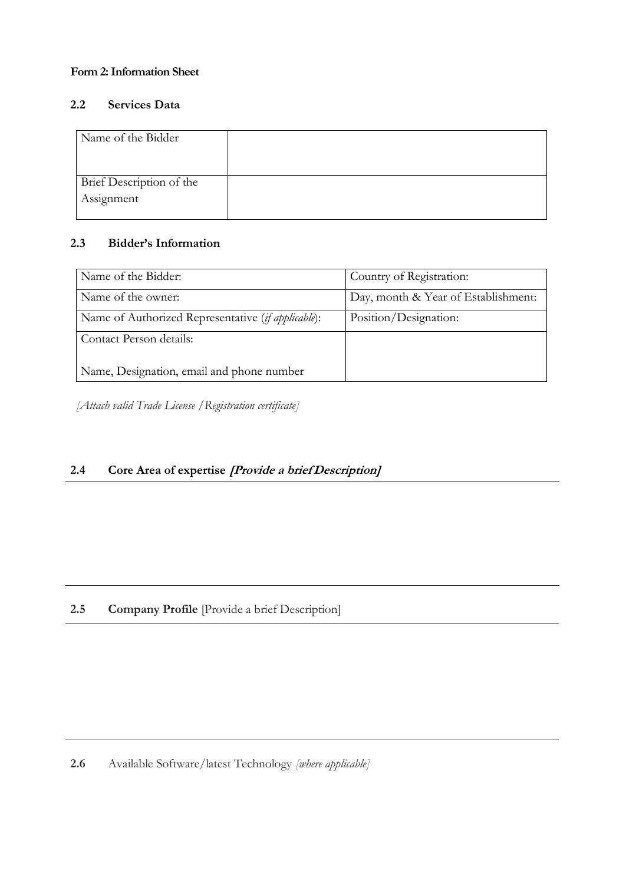**Form 2: Information Sheet**

### 2.2 Services Data

| Name of the Bidder | |
|---|---|
| Brief Description of the Assignment | |

### 2.3 Bidder's Information

| Name of the Bidder: | Country of Registration: |
|---|---|
| Name of the owner: | Day, month & Year of Establishment: |
| Name of Authorized Representative (*if applicable*): | Position/Designation: |
| Contact Person details:<br><br>Name, Designation, email and phone number | |

*[Attach valid Trade License /Registration certificate]*

### 2.4 Core Area of expertise ***[Provide a brief Description]***

### 2.5 **Company Profile** [Provide a brief Description]

**2.6** Available Software/latest Technology *[where applicable]*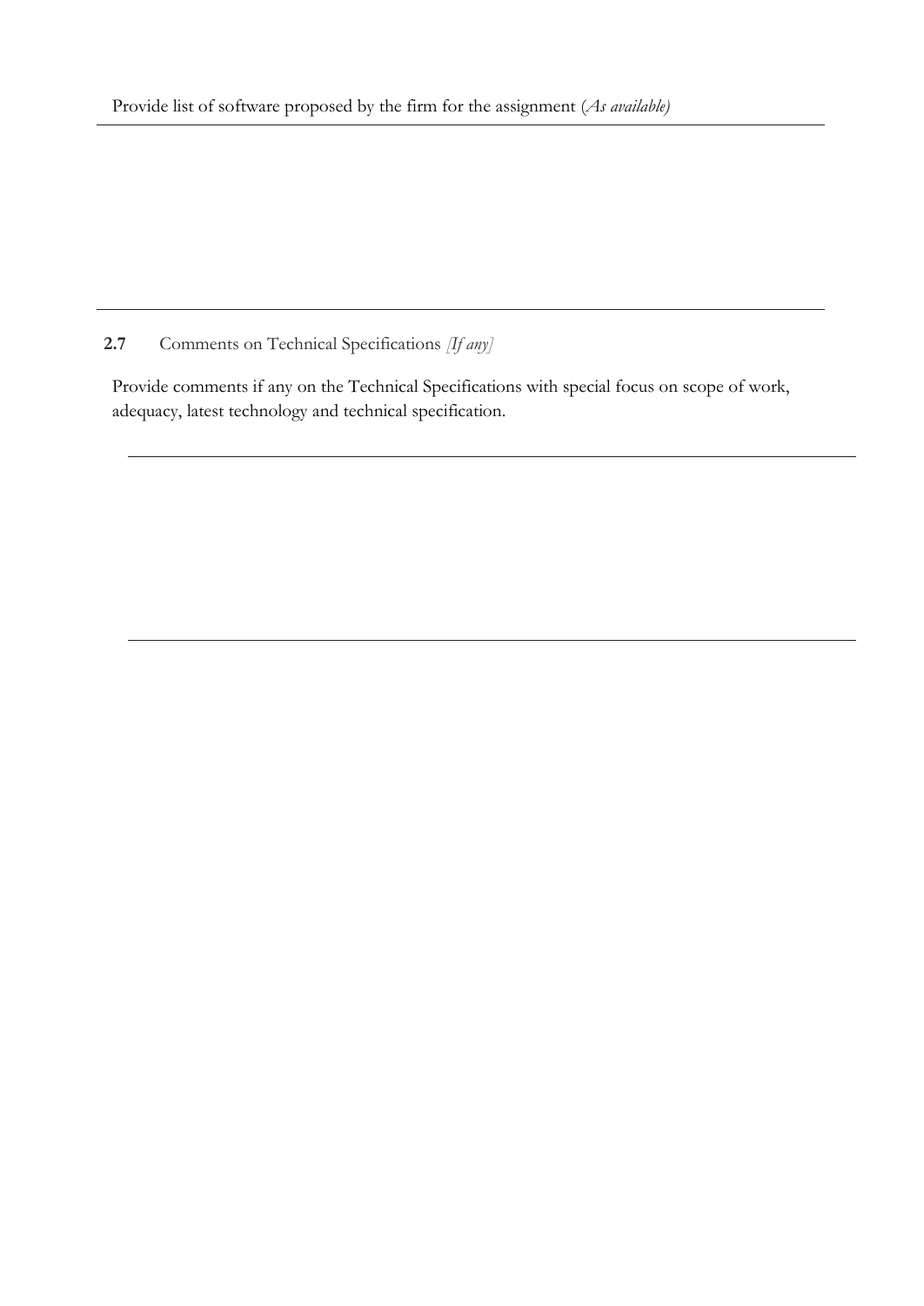Provide list of software proposed by the firm for the assignment (*As available)*

---

---

**2.7** Comments on Technical Specifications *[If any]*

Provide comments if any on the Technical Specifications with special focus on scope of work, adequacy, latest technology and technical specification.

---

---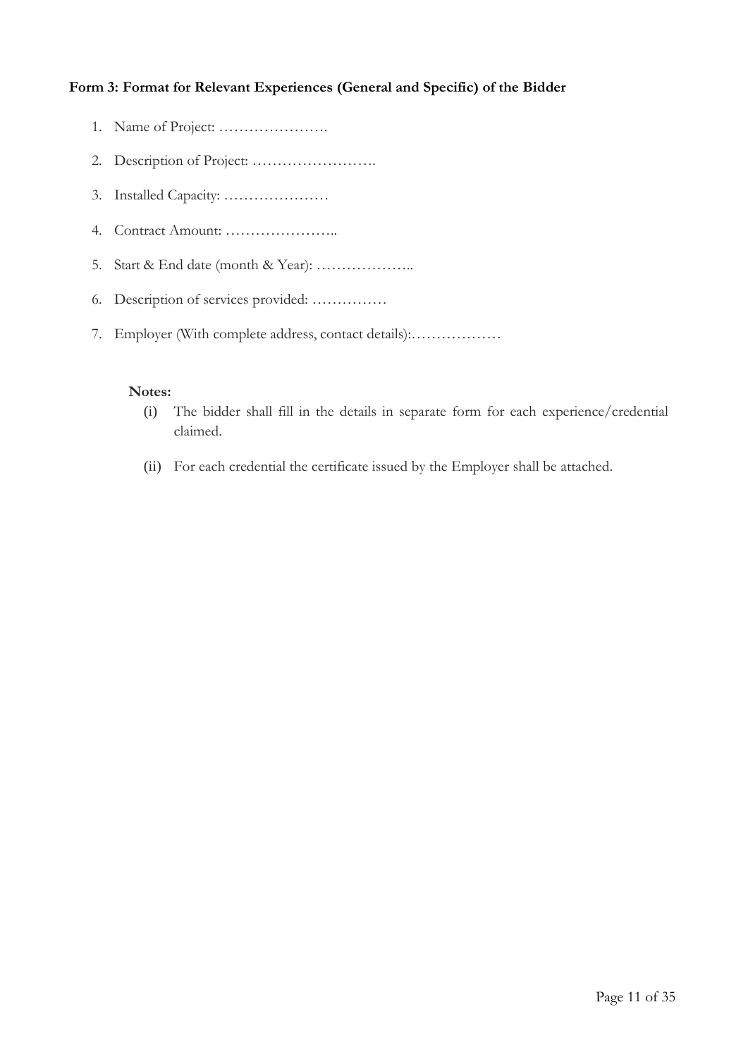**Form 3: Format for Relevant Experiences (General and Specific) of the Bidder**

1. Name of Project: ………………….
2. Description of Project: …………………….
3. Installed Capacity: …………………
4. Contract Amount: …………………..
5. Start & End date (month & Year): ………………..
6. Description of services provided: ……………
7. Employer (With complete address, contact details):………………

**Notes:**

(i) The bidder shall fill in the details in separate form for each experience/credential claimed.

(ii) For each credential the certificate issued by the Employer shall be attached.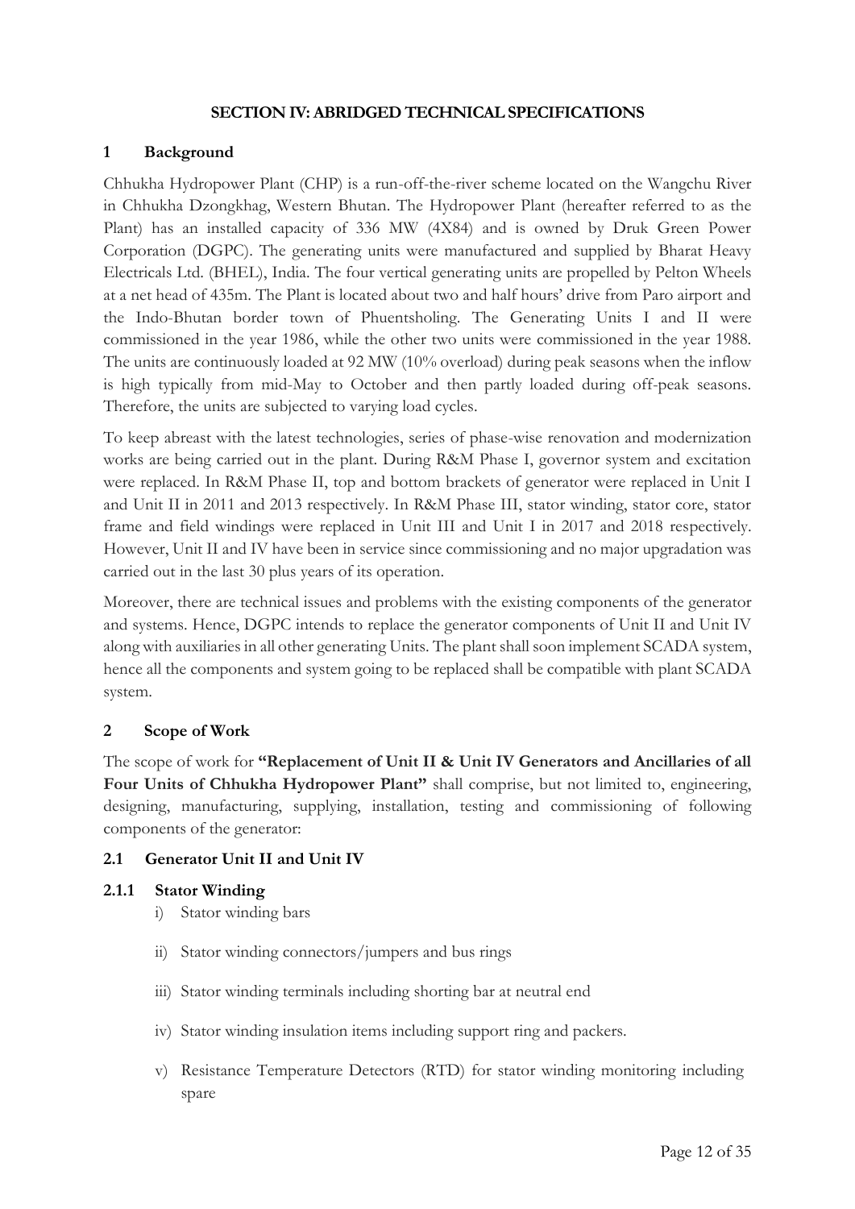## SECTION IV: ABRIDGED TECHNICAL SPECIFICATIONS

### 1 Background

Chhukha Hydropower Plant (CHP) is a run-off-the-river scheme located on the Wangchu River in Chhukha Dzongkhag, Western Bhutan. The Hydropower Plant (hereafter referred to as the Plant) has an installed capacity of 336 MW (4X84) and is owned by Druk Green Power Corporation (DGPC). The generating units were manufactured and supplied by Bharat Heavy Electricals Ltd. (BHEL), India. The four vertical generating units are propelled by Pelton Wheels at a net head of 435m. The Plant is located about two and half hours' drive from Paro airport and the Indo-Bhutan border town of Phuentsholing. The Generating Units I and II were commissioned in the year 1986, while the other two units were commissioned in the year 1988. The units are continuously loaded at 92 MW (10% overload) during peak seasons when the inflow is high typically from mid-May to October and then partly loaded during off-peak seasons. Therefore, the units are subjected to varying load cycles.

To keep abreast with the latest technologies, series of phase-wise renovation and modernization works are being carried out in the plant. During R&M Phase I, governor system and excitation were replaced. In R&M Phase II, top and bottom brackets of generator were replaced in Unit I and Unit II in 2011 and 2013 respectively. In R&M Phase III, stator winding, stator core, stator frame and field windings were replaced in Unit III and Unit I in 2017 and 2018 respectively. However, Unit II and IV have been in service since commissioning and no major upgradation was carried out in the last 30 plus years of its operation.

Moreover, there are technical issues and problems with the existing components of the generator and systems. Hence, DGPC intends to replace the generator components of Unit II and Unit IV along with auxiliaries in all other generating Units. The plant shall soon implement SCADA system, hence all the components and system going to be replaced shall be compatible with plant SCADA system.

### 2 Scope of Work

The scope of work for **"Replacement of Unit II & Unit IV Generators and Ancillaries of all Four Units of Chhukha Hydropower Plant"** shall comprise, but not limited to, engineering, designing, manufacturing, supplying, installation, testing and commissioning of following components of the generator:

#### 2.1 Generator Unit II and Unit IV

##### 2.1.1 Stator Winding

i) Stator winding bars

ii) Stator winding connectors/jumpers and bus rings

iii) Stator winding terminals including shorting bar at neutral end

iv) Stator winding insulation items including support ring and packers.

v) Resistance Temperature Detectors (RTD) for stator winding monitoring including spare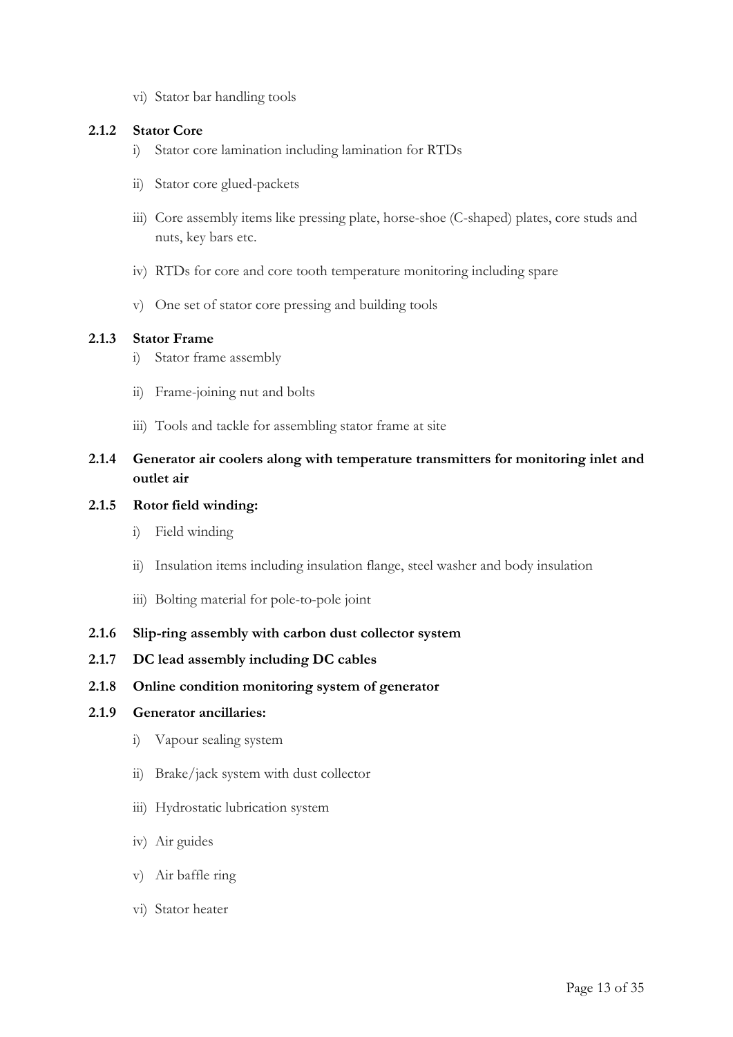vi) Stator bar handling tools

### 2.1.2 Stator Core

i) Stator core lamination including lamination for RTDs

ii) Stator core glued-packets

iii) Core assembly items like pressing plate, horse-shoe (C-shaped) plates, core studs and nuts, key bars etc.

iv) RTDs for core and core tooth temperature monitoring including spare

v) One set of stator core pressing and building tools

### 2.1.3 Stator Frame

i) Stator frame assembly

ii) Frame-joining nut and bolts

iii) Tools and tackle for assembling stator frame at site

### 2.1.4 Generator air coolers along with temperature transmitters for monitoring inlet and outlet air

### 2.1.5 Rotor field winding:

i) Field winding

ii) Insulation items including insulation flange, steel washer and body insulation

iii) Bolting material for pole-to-pole joint

### 2.1.6 Slip-ring assembly with carbon dust collector system

### 2.1.7 DC lead assembly including DC cables

### 2.1.8 Online condition monitoring system of generator

### 2.1.9 Generator ancillaries:

i) Vapour sealing system

ii) Brake/jack system with dust collector

iii) Hydrostatic lubrication system

iv) Air guides

v) Air baffle ring

vi) Stator heater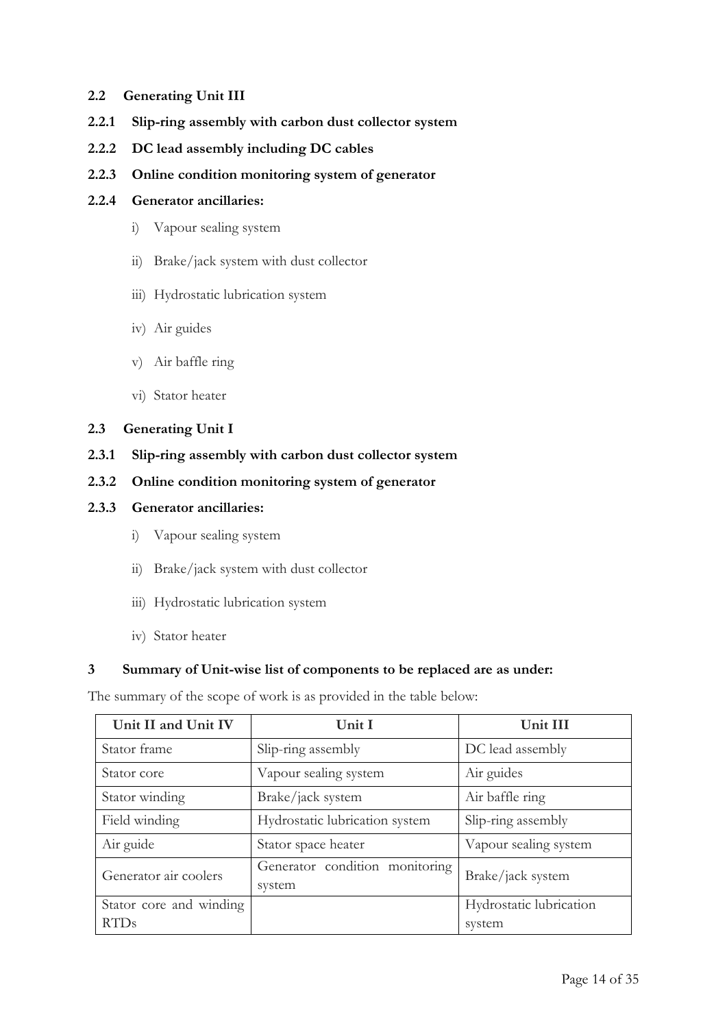### 2.2 Generating Unit III

#### 2.2.1 Slip-ring assembly with carbon dust collector system

#### 2.2.2 DC lead assembly including DC cables

#### 2.2.3 Online condition monitoring system of generator

#### 2.2.4 Generator ancillaries:

i) Vapour sealing system

ii) Brake/jack system with dust collector

iii) Hydrostatic lubrication system

iv) Air guides

v) Air baffle ring

vi) Stator heater

### 2.3 Generating Unit I

#### 2.3.1 Slip-ring assembly with carbon dust collector system

#### 2.3.2 Online condition monitoring system of generator

#### 2.3.3 Generator ancillaries:

i) Vapour sealing system

ii) Brake/jack system with dust collector

iii) Hydrostatic lubrication system

iv) Stator heater

## 3 Summary of Unit-wise list of components to be replaced are as under:

The summary of the scope of work is as provided in the table below:

| Unit II and Unit IV | Unit I | Unit III |
|---|---|---|
| Stator frame | Slip-ring assembly | DC lead assembly |
| Stator core | Vapour sealing system | Air guides |
| Stator winding | Brake/jack system | Air baffle ring |
| Field winding | Hydrostatic lubrication system | Slip-ring assembly |
| Air guide | Stator space heater | Vapour sealing system |
| Generator air coolers | Generator condition monitoring system | Brake/jack system |
| Stator core and winding RTDs | | Hydrostatic lubrication system |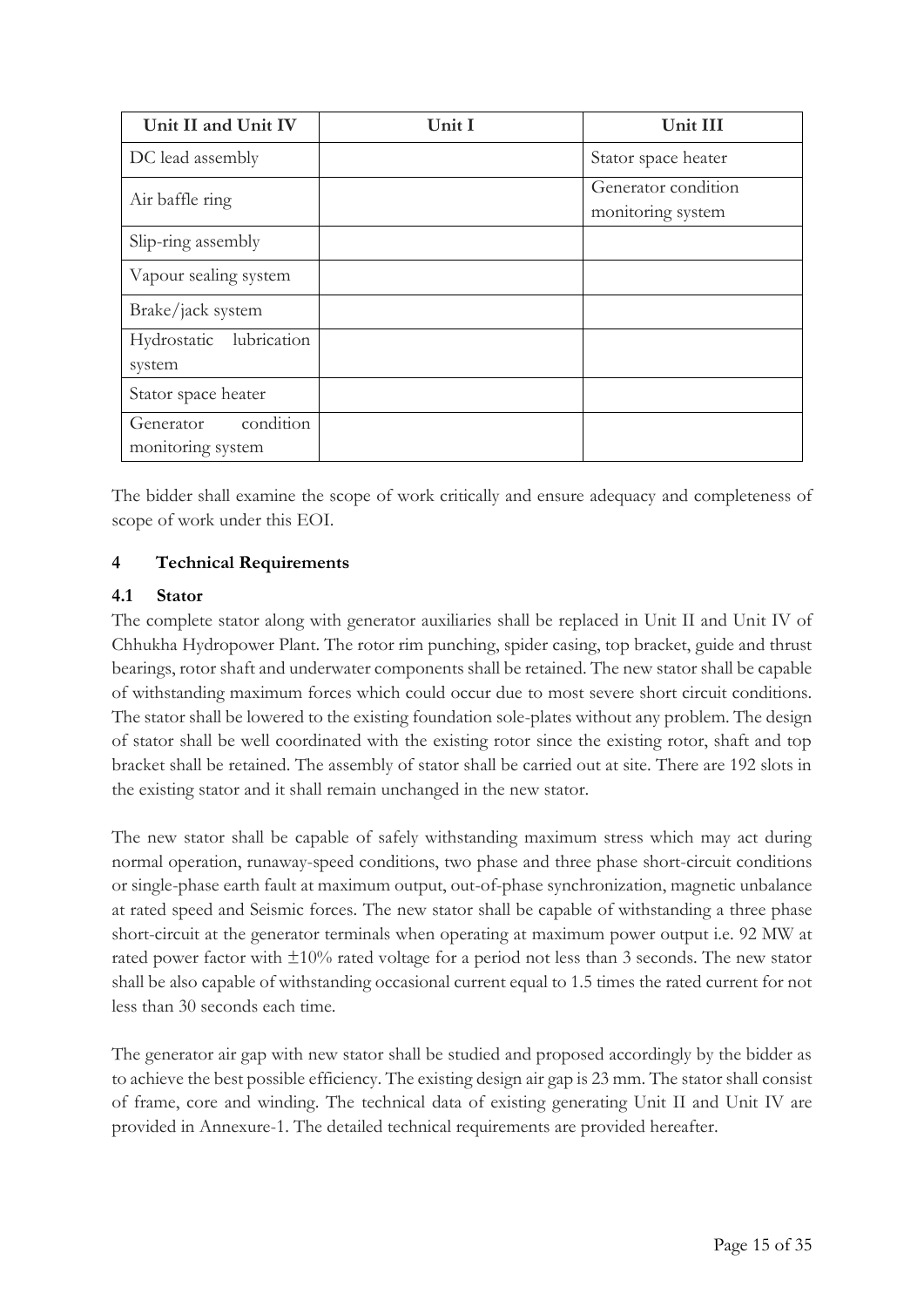| Unit II and Unit IV | Unit I | Unit III |
|---|---|---|
| DC lead assembly | | Stator space heater |
| Air baffle ring | | Generator condition monitoring system |
| Slip-ring assembly | | |
| Vapour sealing system | | |
| Brake/jack system | | |
| Hydrostatic lubrication system | | |
| Stator space heater | | |
| Generator condition monitoring system | | |

The bidder shall examine the scope of work critically and ensure adequacy and completeness of scope of work under this EOI.

## 4 Technical Requirements

### 4.1 Stator

The complete stator along with generator auxiliaries shall be replaced in Unit II and Unit IV of Chhukha Hydropower Plant. The rotor rim punching, spider casing, top bracket, guide and thrust bearings, rotor shaft and underwater components shall be retained. The new stator shall be capable of withstanding maximum forces which could occur due to most severe short circuit conditions. The stator shall be lowered to the existing foundation sole-plates without any problem. The design of stator shall be well coordinated with the existing rotor since the existing rotor, shaft and top bracket shall be retained. The assembly of stator shall be carried out at site. There are 192 slots in the existing stator and it shall remain unchanged in the new stator.

The new stator shall be capable of safely withstanding maximum stress which may act during normal operation, runaway-speed conditions, two phase and three phase short-circuit conditions or single-phase earth fault at maximum output, out-of-phase synchronization, magnetic unbalance at rated speed and Seismic forces. The new stator shall be capable of withstanding a three phase short-circuit at the generator terminals when operating at maximum power output i.e. 92 MW at rated power factor with $\pm10\%$ rated voltage for a period not less than 3 seconds. The new stator shall be also capable of withstanding occasional current equal to 1.5 times the rated current for not less than 30 seconds each time.

The generator air gap with new stator shall be studied and proposed accordingly by the bidder as to achieve the best possible efficiency. The existing design air gap is 23 mm. The stator shall consist of frame, core and winding. The technical data of existing generating Unit II and Unit IV are provided in Annexure-1. The detailed technical requirements are provided hereafter.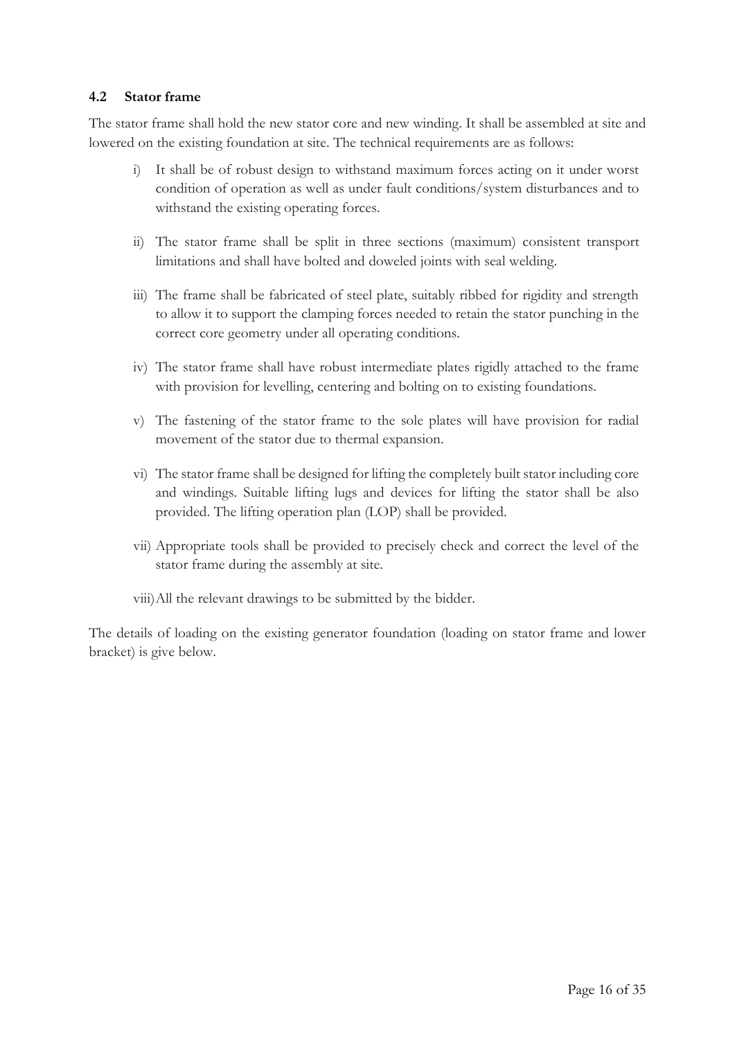### 4.2 Stator frame

The stator frame shall hold the new stator core and new winding. It shall be assembled at site and lowered on the existing foundation at site. The technical requirements are as follows:

i) It shall be of robust design to withstand maximum forces acting on it under worst condition of operation as well as under fault conditions/system disturbances and to withstand the existing operating forces.

ii) The stator frame shall be split in three sections (maximum) consistent transport limitations and shall have bolted and doweled joints with seal welding.

iii) The frame shall be fabricated of steel plate, suitably ribbed for rigidity and strength to allow it to support the clamping forces needed to retain the stator punching in the correct core geometry under all operating conditions.

iv) The stator frame shall have robust intermediate plates rigidly attached to the frame with provision for levelling, centering and bolting on to existing foundations.

v) The fastening of the stator frame to the sole plates will have provision for radial movement of the stator due to thermal expansion.

vi) The stator frame shall be designed for lifting the completely built stator including core and windings. Suitable lifting lugs and devices for lifting the stator shall be also provided. The lifting operation plan (LOP) shall be provided.

vii) Appropriate tools shall be provided to precisely check and correct the level of the stator frame during the assembly at site.

viii) All the relevant drawings to be submitted by the bidder.

The details of loading on the existing generator foundation (loading on stator frame and lower bracket) is give below.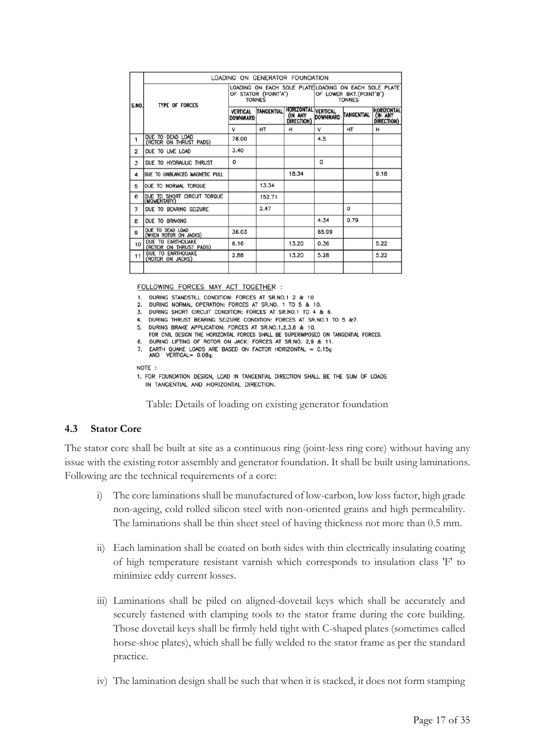| S.NO. | TYPE OF FORCES | LOADING ON GENERATOR FOUNDATION | | | | | |
|---|---|---|---|---|---|---|---|
| | | LOADING ON EACH SOLE PLATE OF STATOR (POINT'A') TONNES | | | LOADING ON EACH SOLE PLATE OF LOWER BKT.(POINT'B') TONNES | | |
| | | VERTICAL DOWNWARD | TANGENTIAL | HORIZONTAL (IN ANY DIRECTION) | VERTICAL DOWNWARD | TANGENTIAL | HORIZONTAL (IN ANY DIRECTION) |
| | | V | HT | H | V | HT | H |
| 1 | DUE TO DEAD LOAD (ROTOR ON THRUST PADS) | 78.00 | | | 4.5 | | |
| 2 | DUE TO LIVE LOAD | 3.40 | | | | | |
| 3 | DUE TO HYDRAULIC THRUST | 0 | | | 0 | | |
| 4 | DUE TO UNBLANCED MAGNETIC PULL | | | 18.34 | | | 9.18 |
| 5 | DUE TO NORMAL TORQUE | | 13.34 | | | | |
| 6 | DUE TO SHORT CIRCUIT TORQUE (MOMENTARY) | | 152.71 | | | | |
| 7 | DUE TO BEARING SEIZURE | | 2.47 | | | 0 | |
| 8 | DUE TO BRAKING | | | | 4.34 | 0.79 | |
| 9 | DUE TO DEAD LOAD (WHEN ROTOR ON JACKS) | 36.03 | | | 65.99 | | |
| 10 | DUE TO EARTHQUAKE (ROTOR ON THRUST PADS) | 6.16 | | 13.20 | 0.36 | | 5.22 |
| 11 | DUE TO EARTHQUAKE (ROTOR ON JACKS) | 2.88 | | 13.20 | 5.28 | | 5.22 |
| | | | | | | | |

FOLLOWING FORCES MAY ACT TOGETHER :

1. DURING STANDSTILL CONDITION: FORCES AT SR.NO.1 2 & 10
2. DURING NORMAL OPERATION: FORCES AT SR.NO. 1 TO 5 & 10.
3. DURING SHORT CIRCUIT CONDITION: FORCES AT SR.NO.1 TO 4 & 6.
4. DURING THRUST BEARING SEIZURE CONDITION: FORCES AT SR.NO.1 TO 5 &7.
5. DURING BRAKE APPLICATION: FORCES AT SR.NO.1,2,3,8 & 10.
   FOR CIVIL DESIGN THE HORIZONTAL FORCES SHALL BE SUPERIMPOSED ON TANGENTIAL FORCES.
6. DURING LIFTING OF ROTOR ON JACK: FORCES AT SR.NO. 2,9 & 11.
7. EARTH QUAKE LOADS ARE BASED ON FACTOR HORIZONTAL = 0.15g AND VERTICAL= 0.08g.

NOTE :

1. FOR FOUNDATION DESIGN, LOAD IN TANGENTIAL DIRECTION SHALL BE THE SUM OF LOADS IN TANGENTIAL AND HORIZONTAL DIRECTION.

Table: Details of loading on existing generator foundation

### 4.3 Stator Core

The stator core shall be built at site as a continuous ring (joint-less ring core) without having any issue with the existing rotor assembly and generator foundation. It shall be built using laminations. Following are the technical requirements of a core:

i) The core laminations shall be manufactured of low-carbon, low loss factor, high grade non-ageing, cold rolled silicon steel with non-oriented grains and high permeability. The laminations shall be thin sheet steel of having thickness not more than 0.5 mm.

ii) Each lamination shall be coated on both sides with thin electrically insulating coating of high temperature resistant varnish which corresponds to insulation class 'F' to minimize eddy current losses.

iii) Laminations shall be piled on aligned-dovetail keys which shall be accurately and securely fastened with clamping tools to the stator frame during the core building. Those dovetail keys shall be firmly held tight with C-shaped plates (sometimes called horse-shoe plates), which shall be fully welded to the stator frame as per the standard practice.

iv) The lamination design shall be such that when it is stacked, it does not form stamping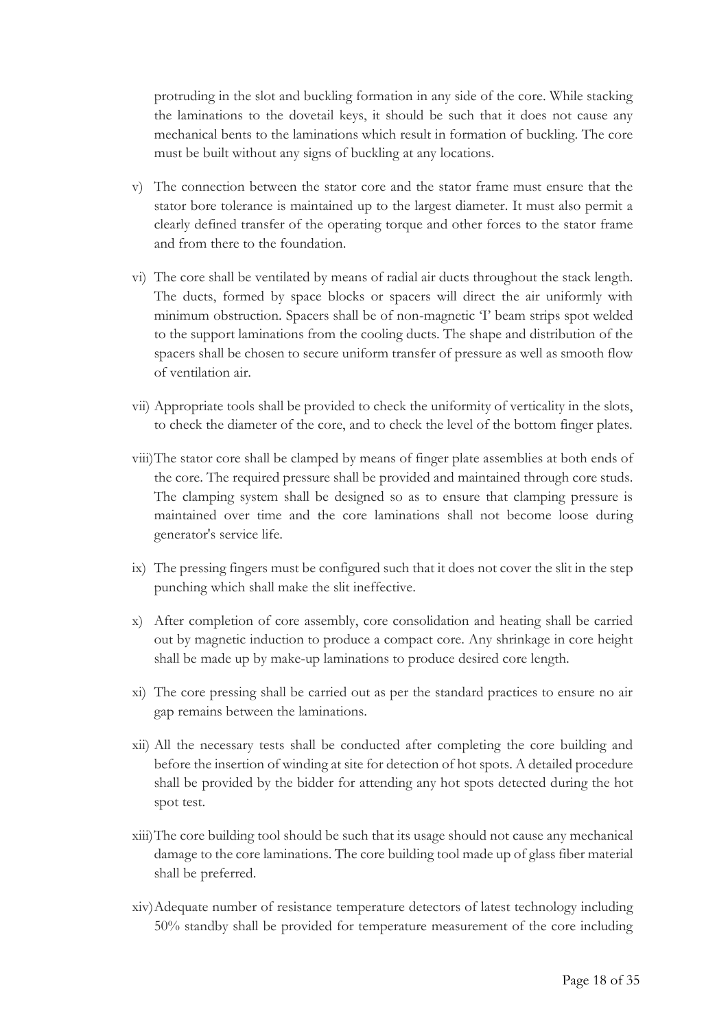protruding in the slot and buckling formation in any side of the core. While stacking the laminations to the dovetail keys, it should be such that it does not cause any mechanical bents to the laminations which result in formation of buckling. The core must be built without any signs of buckling at any locations.

v) The connection between the stator core and the stator frame must ensure that the stator bore tolerance is maintained up to the largest diameter. It must also permit a clearly defined transfer of the operating torque and other forces to the stator frame and from there to the foundation.

vi) The core shall be ventilated by means of radial air ducts throughout the stack length. The ducts, formed by space blocks or spacers will direct the air uniformly with minimum obstruction. Spacers shall be of non-magnetic 'I' beam strips spot welded to the support laminations from the cooling ducts. The shape and distribution of the spacers shall be chosen to secure uniform transfer of pressure as well as smooth flow of ventilation air.

vii) Appropriate tools shall be provided to check the uniformity of verticality in the slots, to check the diameter of the core, and to check the level of the bottom finger plates.

viii) The stator core shall be clamped by means of finger plate assemblies at both ends of the core. The required pressure shall be provided and maintained through core studs. The clamping system shall be designed so as to ensure that clamping pressure is maintained over time and the core laminations shall not become loose during generator's service life.

ix) The pressing fingers must be configured such that it does not cover the slit in the step punching which shall make the slit ineffective.

x) After completion of core assembly, core consolidation and heating shall be carried out by magnetic induction to produce a compact core. Any shrinkage in core height shall be made up by make-up laminations to produce desired core length.

xi) The core pressing shall be carried out as per the standard practices to ensure no air gap remains between the laminations.

xii) All the necessary tests shall be conducted after completing the core building and before the insertion of winding at site for detection of hot spots. A detailed procedure shall be provided by the bidder for attending any hot spots detected during the hot spot test.

xiii) The core building tool should be such that its usage should not cause any mechanical damage to the core laminations. The core building tool made up of glass fiber material shall be preferred.

xiv) Adequate number of resistance temperature detectors of latest technology including 50% standby shall be provided for temperature measurement of the core including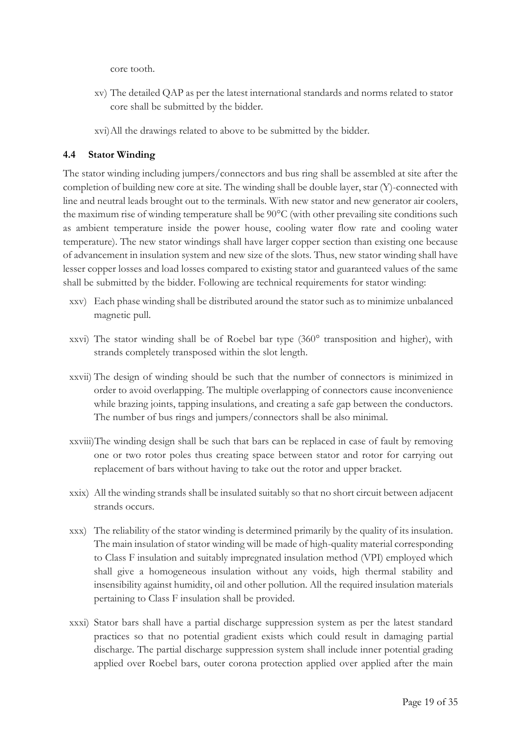core tooth.

xv) The detailed QAP as per the latest international standards and norms related to stator core shall be submitted by the bidder.

xvi) All the drawings related to above to be submitted by the bidder.

### 4.4 Stator Winding

The stator winding including jumpers/connectors and bus ring shall be assembled at site after the completion of building new core at site. The winding shall be double layer, star (Y)-connected with line and neutral leads brought out to the terminals. With new stator and new generator air coolers, the maximum rise of winding temperature shall be 90°C (with other prevailing site conditions such as ambient temperature inside the power house, cooling water flow rate and cooling water temperature). The new stator windings shall have larger copper section than existing one because of advancement in insulation system and new size of the slots. Thus, new stator winding shall have lesser copper losses and load losses compared to existing stator and guaranteed values of the same shall be submitted by the bidder. Following are technical requirements for stator winding:

xxv) Each phase winding shall be distributed around the stator such as to minimize unbalanced magnetic pull.

xxvi) The stator winding shall be of Roebel bar type (360° transposition and higher), with strands completely transposed within the slot length.

xxvii) The design of winding should be such that the number of connectors is minimized in order to avoid overlapping. The multiple overlapping of connectors cause inconvenience while brazing joints, tapping insulations, and creating a safe gap between the conductors. The number of bus rings and jumpers/connectors shall be also minimal.

xxviii) The winding design shall be such that bars can be replaced in case of fault by removing one or two rotor poles thus creating space between stator and rotor for carrying out replacement of bars without having to take out the rotor and upper bracket.

xxix) All the winding strands shall be insulated suitably so that no short circuit between adjacent strands occurs.

xxx) The reliability of the stator winding is determined primarily by the quality of its insulation. The main insulation of stator winding will be made of high-quality material corresponding to Class F insulation and suitably impregnated insulation method (VPI) employed which shall give a homogeneous insulation without any voids, high thermal stability and insensibility against humidity, oil and other pollution. All the required insulation materials pertaining to Class F insulation shall be provided.

xxxi) Stator bars shall have a partial discharge suppression system as per the latest standard practices so that no potential gradient exists which could result in damaging partial discharge. The partial discharge suppression system shall include inner potential grading applied over Roebel bars, outer corona protection applied over applied after the main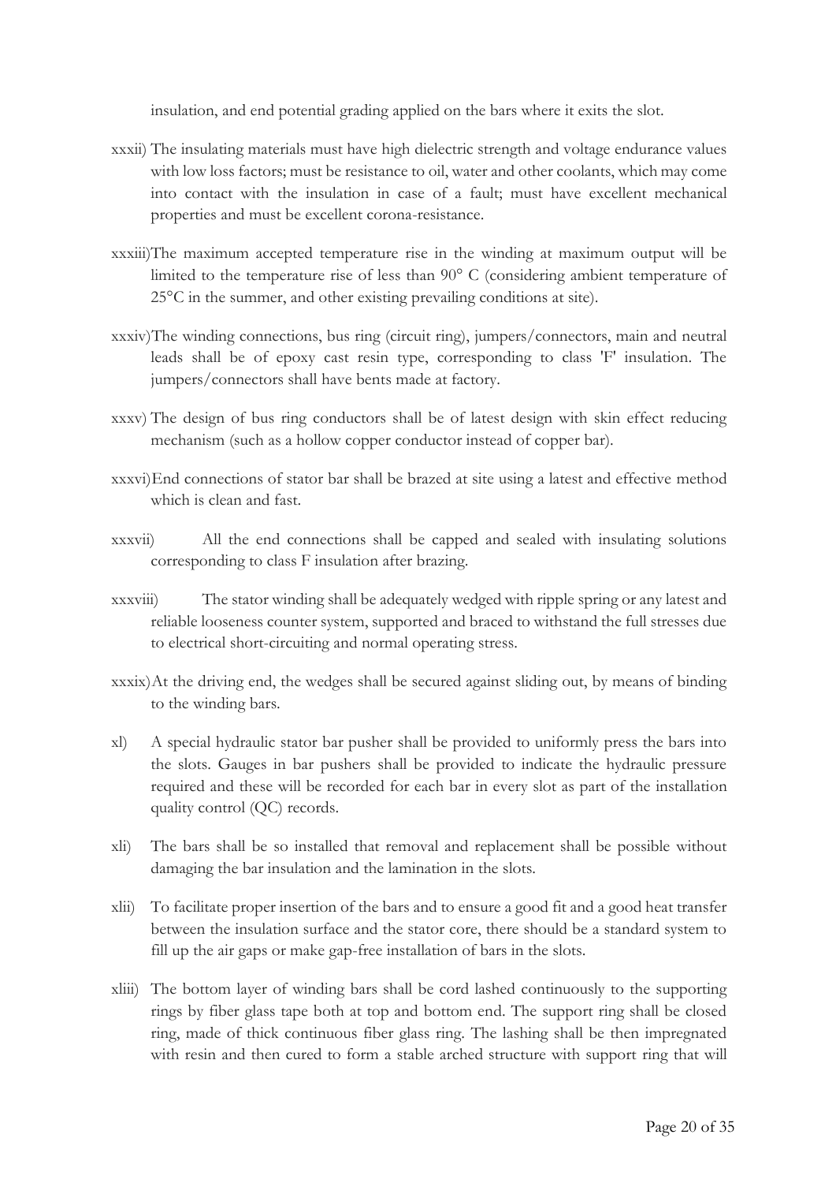insulation, and end potential grading applied on the bars where it exits the slot.

xxxii) The insulating materials must have high dielectric strength and voltage endurance values with low loss factors; must be resistance to oil, water and other coolants, which may come into contact with the insulation in case of a fault; must have excellent mechanical properties and must be excellent corona-resistance.

xxxiii) The maximum accepted temperature rise in the winding at maximum output will be limited to the temperature rise of less than 90° C (considering ambient temperature of 25°C in the summer, and other existing prevailing conditions at site).

xxxiv) The winding connections, bus ring (circuit ring), jumpers/connectors, main and neutral leads shall be of epoxy cast resin type, corresponding to class 'F' insulation. The jumpers/connectors shall have bents made at factory.

xxxv) The design of bus ring conductors shall be of latest design with skin effect reducing mechanism (such as a hollow copper conductor instead of copper bar).

xxxvi) End connections of stator bar shall be brazed at site using a latest and effective method which is clean and fast.

xxxvii) All the end connections shall be capped and sealed with insulating solutions corresponding to class F insulation after brazing.

xxxviii) The stator winding shall be adequately wedged with ripple spring or any latest and reliable looseness counter system, supported and braced to withstand the full stresses due to electrical short-circuiting and normal operating stress.

xxxix) At the driving end, the wedges shall be secured against sliding out, by means of binding to the winding bars.

xl) A special hydraulic stator bar pusher shall be provided to uniformly press the bars into the slots. Gauges in bar pushers shall be provided to indicate the hydraulic pressure required and these will be recorded for each bar in every slot as part of the installation quality control (QC) records.

xli) The bars shall be so installed that removal and replacement shall be possible without damaging the bar insulation and the lamination in the slots.

xlii) To facilitate proper insertion of the bars and to ensure a good fit and a good heat transfer between the insulation surface and the stator core, there should be a standard system to fill up the air gaps or make gap-free installation of bars in the slots.

xliii) The bottom layer of winding bars shall be cord lashed continuously to the supporting rings by fiber glass tape both at top and bottom end. The support ring shall be closed ring, made of thick continuous fiber glass ring. The lashing shall be then impregnated with resin and then cured to form a stable arched structure with support ring that will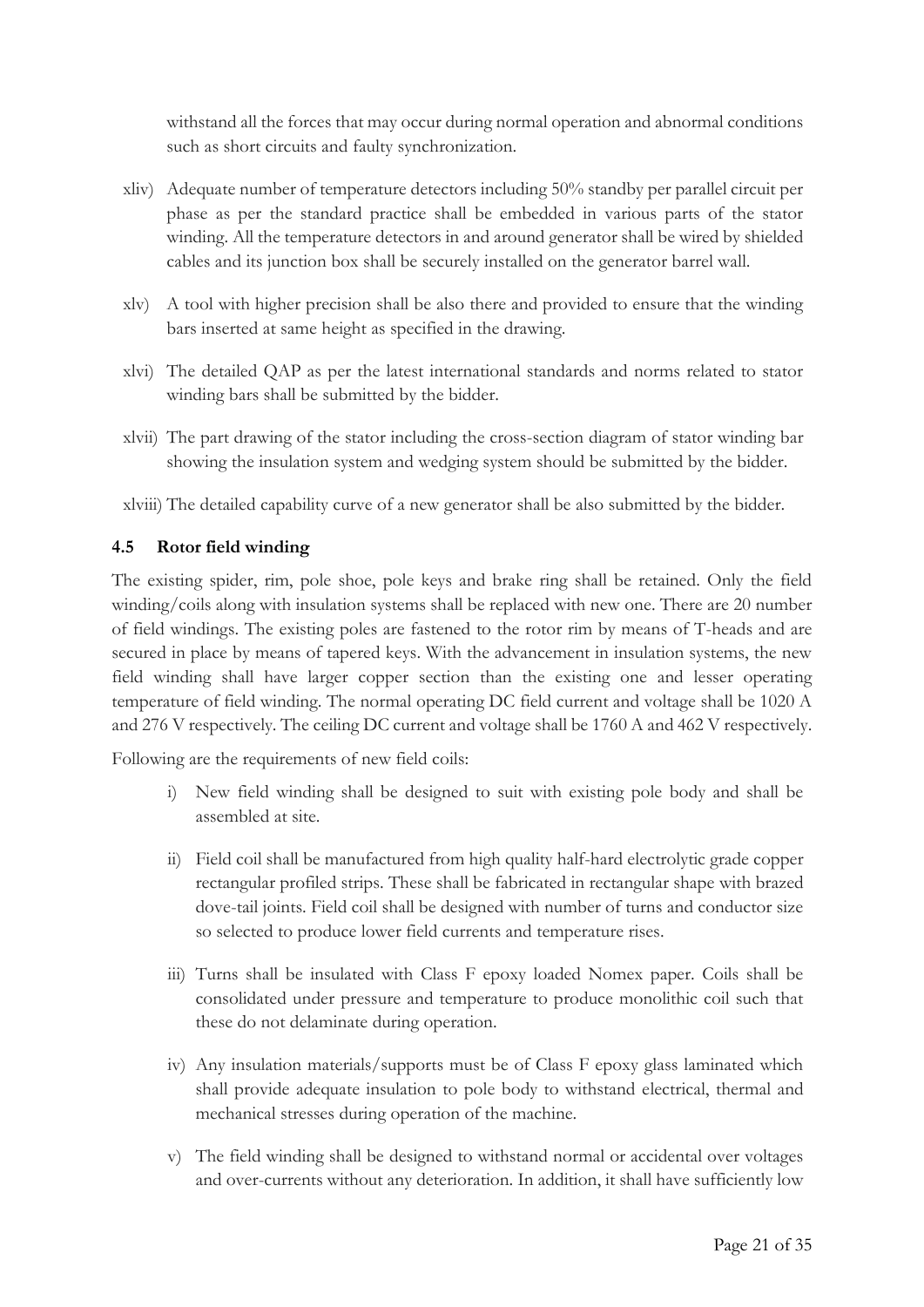withstand all the forces that may occur during normal operation and abnormal conditions such as short circuits and faulty synchronization.

xliv) Adequate number of temperature detectors including 50% standby per parallel circuit per phase as per the standard practice shall be embedded in various parts of the stator winding. All the temperature detectors in and around generator shall be wired by shielded cables and its junction box shall be securely installed on the generator barrel wall.

xlv) A tool with higher precision shall be also there and provided to ensure that the winding bars inserted at same height as specified in the drawing.

xlvi) The detailed QAP as per the latest international standards and norms related to stator winding bars shall be submitted by the bidder.

xlvii) The part drawing of the stator including the cross-section diagram of stator winding bar showing the insulation system and wedging system should be submitted by the bidder.

xlviii) The detailed capability curve of a new generator shall be also submitted by the bidder.

### 4.5 Rotor field winding

The existing spider, rim, pole shoe, pole keys and brake ring shall be retained. Only the field winding/coils along with insulation systems shall be replaced with new one. There are 20 number of field windings. The existing poles are fastened to the rotor rim by means of T-heads and are secured in place by means of tapered keys. With the advancement in insulation systems, the new field winding shall have larger copper section than the existing one and lesser operating temperature of field winding. The normal operating DC field current and voltage shall be 1020 A and 276 V respectively. The ceiling DC current and voltage shall be 1760 A and 462 V respectively.

Following are the requirements of new field coils:

i) New field winding shall be designed to suit with existing pole body and shall be assembled at site.

ii) Field coil shall be manufactured from high quality half-hard electrolytic grade copper rectangular profiled strips. These shall be fabricated in rectangular shape with brazed dove-tail joints. Field coil shall be designed with number of turns and conductor size so selected to produce lower field currents and temperature rises.

iii) Turns shall be insulated with Class F epoxy loaded Nomex paper. Coils shall be consolidated under pressure and temperature to produce monolithic coil such that these do not delaminate during operation.

iv) Any insulation materials/supports must be of Class F epoxy glass laminated which shall provide adequate insulation to pole body to withstand electrical, thermal and mechanical stresses during operation of the machine.

v) The field winding shall be designed to withstand normal or accidental over voltages and over-currents without any deterioration. In addition, it shall have sufficiently low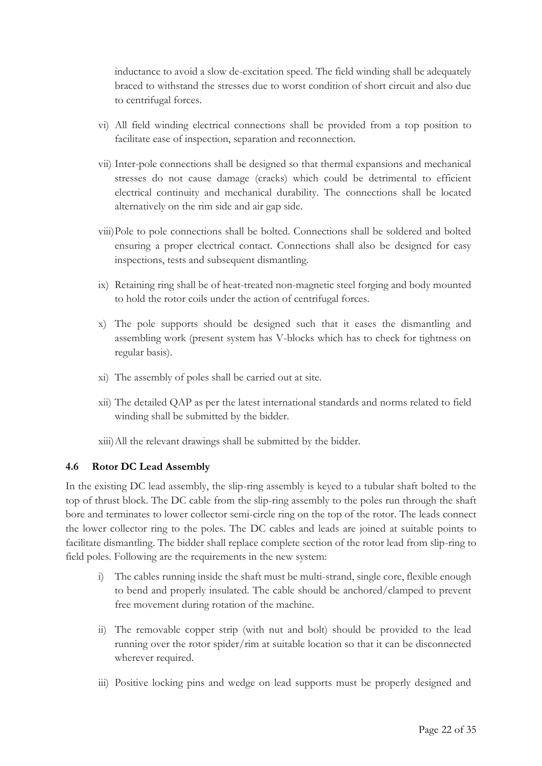inductance to avoid a slow de-excitation speed. The field winding shall be adequately braced to withstand the stresses due to worst condition of short circuit and also due to centrifugal forces.

vi) All field winding electrical connections shall be provided from a top position to facilitate ease of inspection, separation and reconnection.

vii) Inter-pole connections shall be designed so that thermal expansions and mechanical stresses do not cause damage (cracks) which could be detrimental to efficient electrical continuity and mechanical durability. The connections shall be located alternatively on the rim side and air gap side.

viii) Pole to pole connections shall be bolted. Connections shall be soldered and bolted ensuring a proper electrical contact. Connections shall also be designed for easy inspections, tests and subsequent dismantling.

ix) Retaining ring shall be of heat-treated non-magnetic steel forging and body mounted to hold the rotor coils under the action of centrifugal forces.

x) The pole supports should be designed such that it eases the dismantling and assembling work (present system has V-blocks which has to check for tightness on regular basis).

xi) The assembly of poles shall be carried out at site.

xii) The detailed QAP as per the latest international standards and norms related to field winding shall be submitted by the bidder.

xiii) All the relevant drawings shall be submitted by the bidder.

### 4.6 Rotor DC Lead Assembly

In the existing DC lead assembly, the slip-ring assembly is keyed to a tubular shaft bolted to the top of thrust block. The DC cable from the slip-ring assembly to the poles run through the shaft bore and terminates to lower collector semi-circle ring on the top of the rotor. The leads connect the lower collector ring to the poles. The DC cables and leads are joined at suitable points to facilitate dismantling. The bidder shall replace complete section of the rotor lead from slip-ring to field poles. Following are the requirements in the new system:

i) The cables running inside the shaft must be multi-strand, single core, flexible enough to bend and properly insulated. The cable should be anchored/clamped to prevent free movement during rotation of the machine.

ii) The removable copper strip (with nut and bolt) should be provided to the lead running over the rotor spider/rim at suitable location so that it can be disconnected wherever required.

iii) Positive locking pins and wedge on lead supports must be properly designed and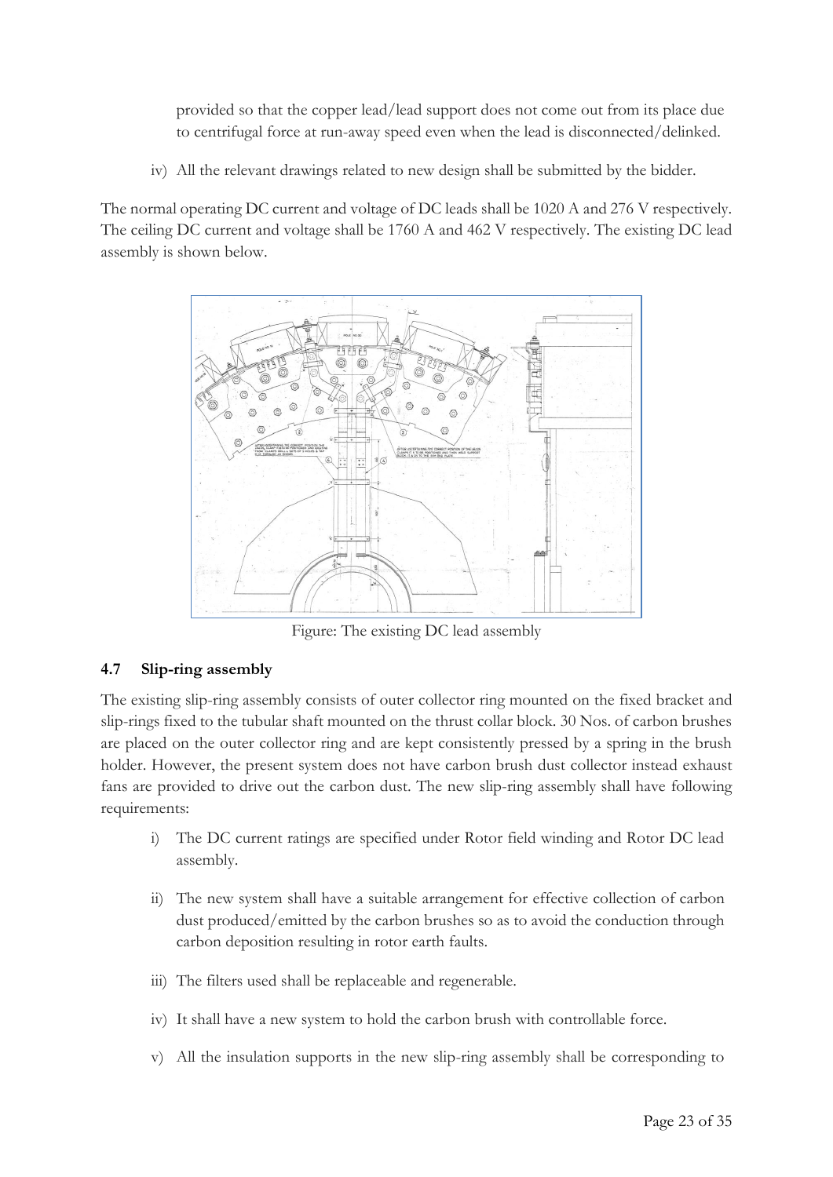provided so that the copper lead/lead support does not come out from its place due to centrifugal force at run-away speed even when the lead is disconnected/delinked.

iv) All the relevant drawings related to new design shall be submitted by the bidder.

The normal operating DC current and voltage of DC leads shall be 1020 A and 276 V respectively. The ceiling DC current and voltage shall be 1760 A and 462 V respectively. The existing DC lead assembly is shown below.

Figure: The existing DC lead assembly

### 4.7 Slip-ring assembly

The existing slip-ring assembly consists of outer collector ring mounted on the fixed bracket and slip-rings fixed to the tubular shaft mounted on the thrust collar block. 30 Nos. of carbon brushes are placed on the outer collector ring and are kept consistently pressed by a spring in the brush holder. However, the present system does not have carbon brush dust collector instead exhaust fans are provided to drive out the carbon dust. The new slip-ring assembly shall have following requirements:

i) The DC current ratings are specified under Rotor field winding and Rotor DC lead assembly.

ii) The new system shall have a suitable arrangement for effective collection of carbon dust produced/emitted by the carbon brushes so as to avoid the conduction through carbon deposition resulting in rotor earth faults.

iii) The filters used shall be replaceable and regenerable.

iv) It shall have a new system to hold the carbon brush with controllable force.

v) All the insulation supports in the new slip-ring assembly shall be corresponding to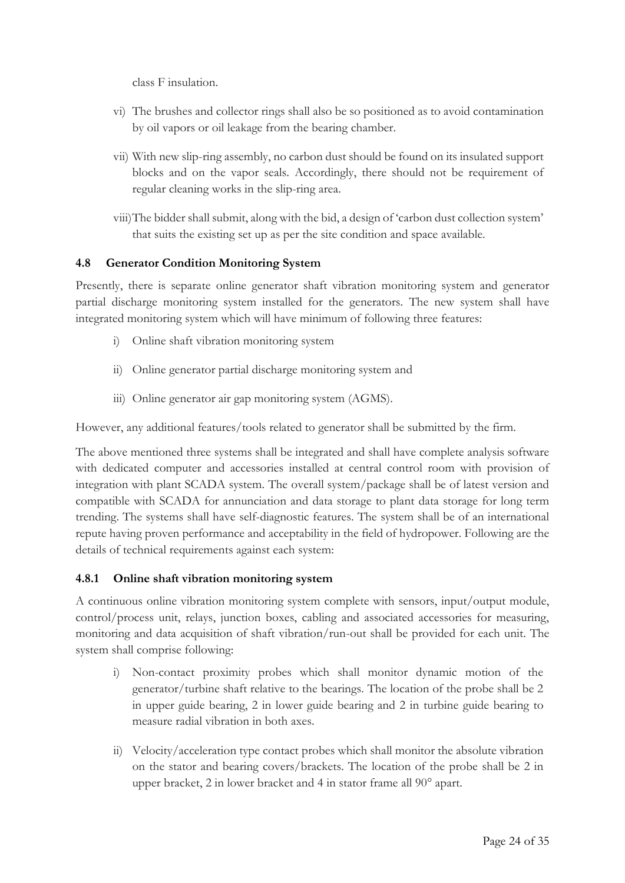class F insulation.

vi) The brushes and collector rings shall also be so positioned as to avoid contamination by oil vapors or oil leakage from the bearing chamber.

vii) With new slip-ring assembly, no carbon dust should be found on its insulated support blocks and on the vapor seals. Accordingly, there should not be requirement of regular cleaning works in the slip-ring area.

viii) The bidder shall submit, along with the bid, a design of 'carbon dust collection system' that suits the existing set up as per the site condition and space available.

### 4.8 Generator Condition Monitoring System

Presently, there is separate online generator shaft vibration monitoring system and generator partial discharge monitoring system installed for the generators. The new system shall have integrated monitoring system which will have minimum of following three features:

i) Online shaft vibration monitoring system

ii) Online generator partial discharge monitoring system and

iii) Online generator air gap monitoring system (AGMS).

However, any additional features/tools related to generator shall be submitted by the firm.

The above mentioned three systems shall be integrated and shall have complete analysis software with dedicated computer and accessories installed at central control room with provision of integration with plant SCADA system. The overall system/package shall be of latest version and compatible with SCADA for annunciation and data storage to plant data storage for long term trending. The systems shall have self-diagnostic features. The system shall be of an international repute having proven performance and acceptability in the field of hydropower. Following are the details of technical requirements against each system:

#### 4.8.1 Online shaft vibration monitoring system

A continuous online vibration monitoring system complete with sensors, input/output module, control/process unit, relays, junction boxes, cabling and associated accessories for measuring, monitoring and data acquisition of shaft vibration/run-out shall be provided for each unit. The system shall comprise following:

i) Non-contact proximity probes which shall monitor dynamic motion of the generator/turbine shaft relative to the bearings. The location of the probe shall be 2 in upper guide bearing, 2 in lower guide bearing and 2 in turbine guide bearing to measure radial vibration in both axes.

ii) Velocity/acceleration type contact probes which shall monitor the absolute vibration on the stator and bearing covers/brackets. The location of the probe shall be 2 in upper bracket, 2 in lower bracket and 4 in stator frame all 90° apart.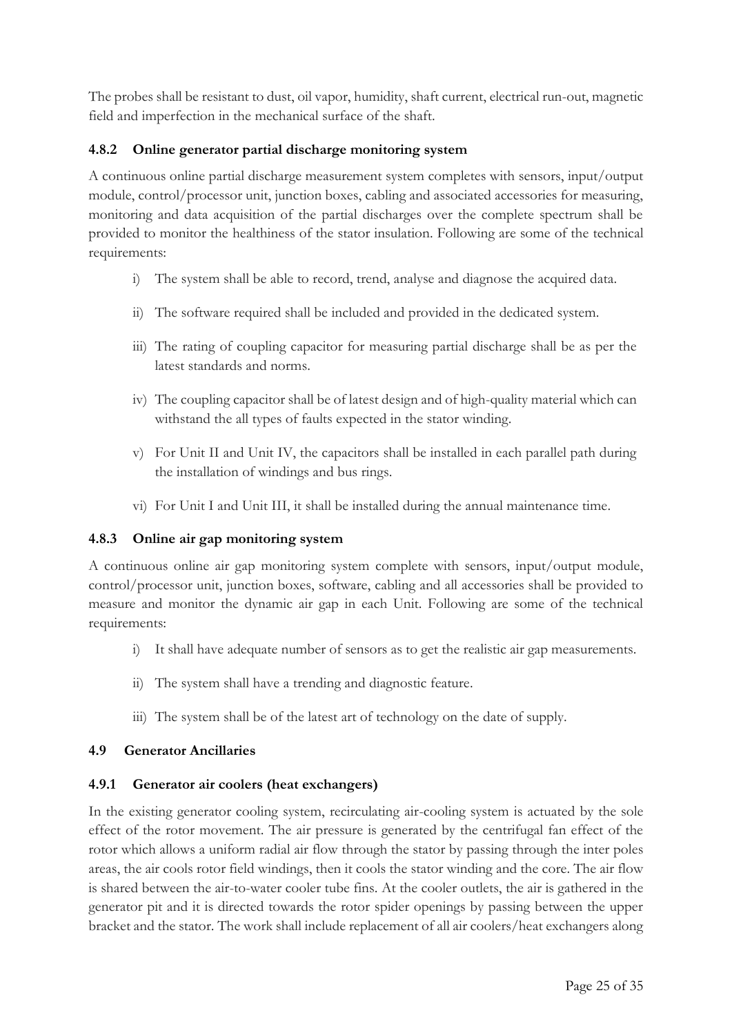The probes shall be resistant to dust, oil vapor, humidity, shaft current, electrical run-out, magnetic field and imperfection in the mechanical surface of the shaft.

### 4.8.2 Online generator partial discharge monitoring system

A continuous online partial discharge measurement system completes with sensors, input/output module, control/processor unit, junction boxes, cabling and associated accessories for measuring, monitoring and data acquisition of the partial discharges over the complete spectrum shall be provided to monitor the healthiness of the stator insulation. Following are some of the technical requirements:

i) The system shall be able to record, trend, analyse and diagnose the acquired data.

ii) The software required shall be included and provided in the dedicated system.

iii) The rating of coupling capacitor for measuring partial discharge shall be as per the latest standards and norms.

iv) The coupling capacitor shall be of latest design and of high-quality material which can withstand the all types of faults expected in the stator winding.

v) For Unit II and Unit IV, the capacitors shall be installed in each parallel path during the installation of windings and bus rings.

vi) For Unit I and Unit III, it shall be installed during the annual maintenance time.

### 4.8.3 Online air gap monitoring system

A continuous online air gap monitoring system complete with sensors, input/output module, control/processor unit, junction boxes, software, cabling and all accessories shall be provided to measure and monitor the dynamic air gap in each Unit. Following are some of the technical requirements:

i) It shall have adequate number of sensors as to get the realistic air gap measurements.

ii) The system shall have a trending and diagnostic feature.

iii) The system shall be of the latest art of technology on the date of supply.

## 4.9 Generator Ancillaries

### 4.9.1 Generator air coolers (heat exchangers)

In the existing generator cooling system, recirculating air-cooling system is actuated by the sole effect of the rotor movement. The air pressure is generated by the centrifugal fan effect of the rotor which allows a uniform radial air flow through the stator by passing through the inter poles areas, the air cools rotor field windings, then it cools the stator winding and the core. The air flow is shared between the air-to-water cooler tube fins. At the cooler outlets, the air is gathered in the generator pit and it is directed towards the rotor spider openings by passing between the upper bracket and the stator. The work shall include replacement of all air coolers/heat exchangers along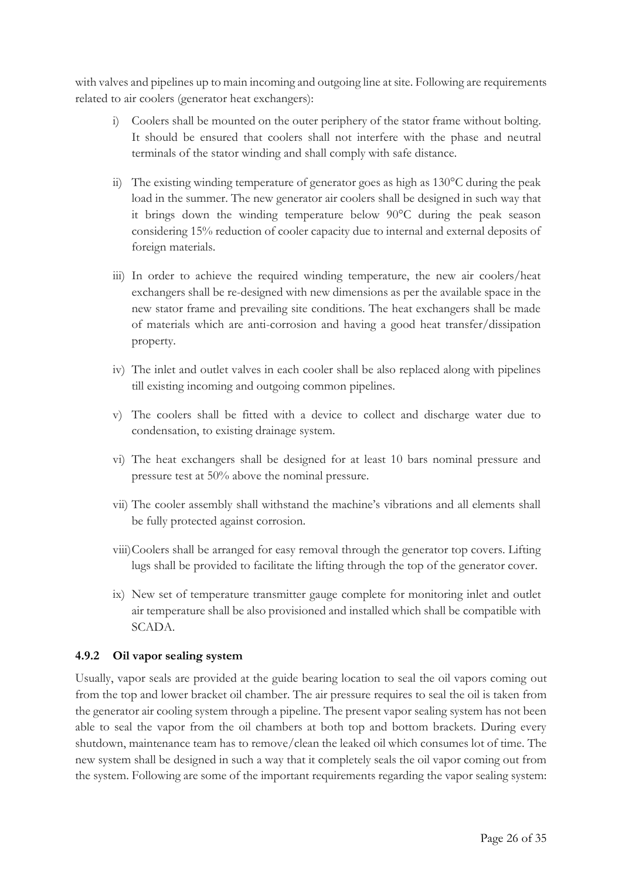with valves and pipelines up to main incoming and outgoing line at site. Following are requirements related to air coolers (generator heat exchangers):

i) Coolers shall be mounted on the outer periphery of the stator frame without bolting. It should be ensured that coolers shall not interfere with the phase and neutral terminals of the stator winding and shall comply with safe distance.

ii) The existing winding temperature of generator goes as high as 130°C during the peak load in the summer. The new generator air coolers shall be designed in such way that it brings down the winding temperature below 90°C during the peak season considering 15% reduction of cooler capacity due to internal and external deposits of foreign materials.

iii) In order to achieve the required winding temperature, the new air coolers/heat exchangers shall be re-designed with new dimensions as per the available space in the new stator frame and prevailing site conditions. The heat exchangers shall be made of materials which are anti-corrosion and having a good heat transfer/dissipation property.

iv) The inlet and outlet valves in each cooler shall be also replaced along with pipelines till existing incoming and outgoing common pipelines.

v) The coolers shall be fitted with a device to collect and discharge water due to condensation, to existing drainage system.

vi) The heat exchangers shall be designed for at least 10 bars nominal pressure and pressure test at 50% above the nominal pressure.

vii) The cooler assembly shall withstand the machine's vibrations and all elements shall be fully protected against corrosion.

viii) Coolers shall be arranged for easy removal through the generator top covers. Lifting lugs shall be provided to facilitate the lifting through the top of the generator cover.

ix) New set of temperature transmitter gauge complete for monitoring inlet and outlet air temperature shall be also provisioned and installed which shall be compatible with SCADA.

### 4.9.2 Oil vapor sealing system

Usually, vapor seals are provided at the guide bearing location to seal the oil vapors coming out from the top and lower bracket oil chamber. The air pressure requires to seal the oil is taken from the generator air cooling system through a pipeline. The present vapor sealing system has not been able to seal the vapor from the oil chambers at both top and bottom brackets. During every shutdown, maintenance team has to remove/clean the leaked oil which consumes lot of time. The new system shall be designed in such a way that it completely seals the oil vapor coming out from the system. Following are some of the important requirements regarding the vapor sealing system: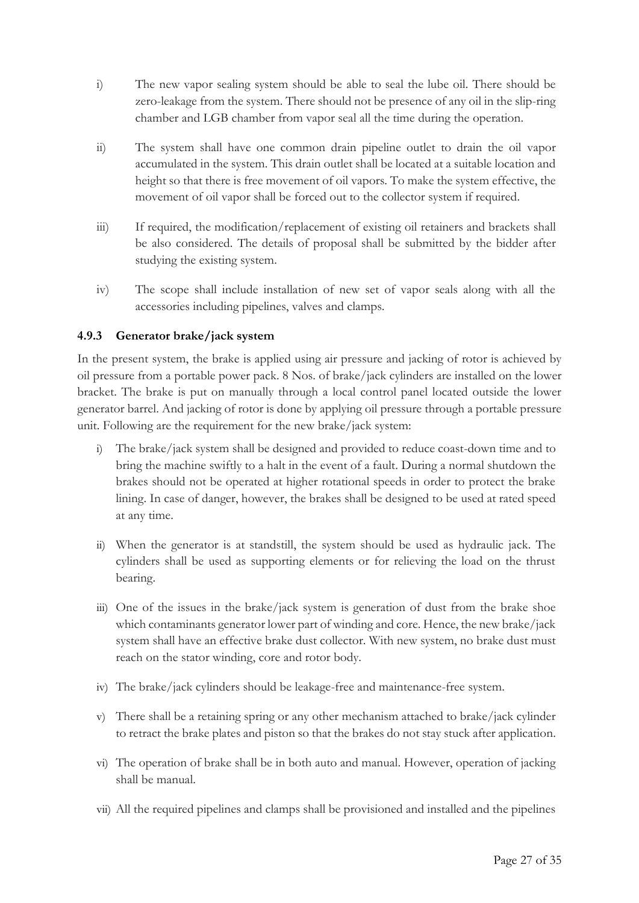i) The new vapor sealing system should be able to seal the lube oil. There should be zero-leakage from the system. There should not be presence of any oil in the slip-ring chamber and LGB chamber from vapor seal all the time during the operation.

ii) The system shall have one common drain pipeline outlet to drain the oil vapor accumulated in the system. This drain outlet shall be located at a suitable location and height so that there is free movement of oil vapors. To make the system effective, the movement of oil vapor shall be forced out to the collector system if required.

iii) If required, the modification/replacement of existing oil retainers and brackets shall be also considered. The details of proposal shall be submitted by the bidder after studying the existing system.

iv) The scope shall include installation of new set of vapor seals along with all the accessories including pipelines, valves and clamps.

### 4.9.3 Generator brake/jack system

In the present system, the brake is applied using air pressure and jacking of rotor is achieved by oil pressure from a portable power pack. 8 Nos. of brake/jack cylinders are installed on the lower bracket. The brake is put on manually through a local control panel located outside the lower generator barrel. And jacking of rotor is done by applying oil pressure through a portable pressure unit. Following are the requirement for the new brake/jack system:

i) The brake/jack system shall be designed and provided to reduce coast-down time and to bring the machine swiftly to a halt in the event of a fault. During a normal shutdown the brakes should not be operated at higher rotational speeds in order to protect the brake lining. In case of danger, however, the brakes shall be designed to be used at rated speed at any time.

ii) When the generator is at standstill, the system should be used as hydraulic jack. The cylinders shall be used as supporting elements or for relieving the load on the thrust bearing.

iii) One of the issues in the brake/jack system is generation of dust from the brake shoe which contaminants generator lower part of winding and core. Hence, the new brake/jack system shall have an effective brake dust collector. With new system, no brake dust must reach on the stator winding, core and rotor body.

iv) The brake/jack cylinders should be leakage-free and maintenance-free system.

v) There shall be a retaining spring or any other mechanism attached to brake/jack cylinder to retract the brake plates and piston so that the brakes do not stay stuck after application.

vi) The operation of brake shall be in both auto and manual. However, operation of jacking shall be manual.

vii) All the required pipelines and clamps shall be provisioned and installed and the pipelines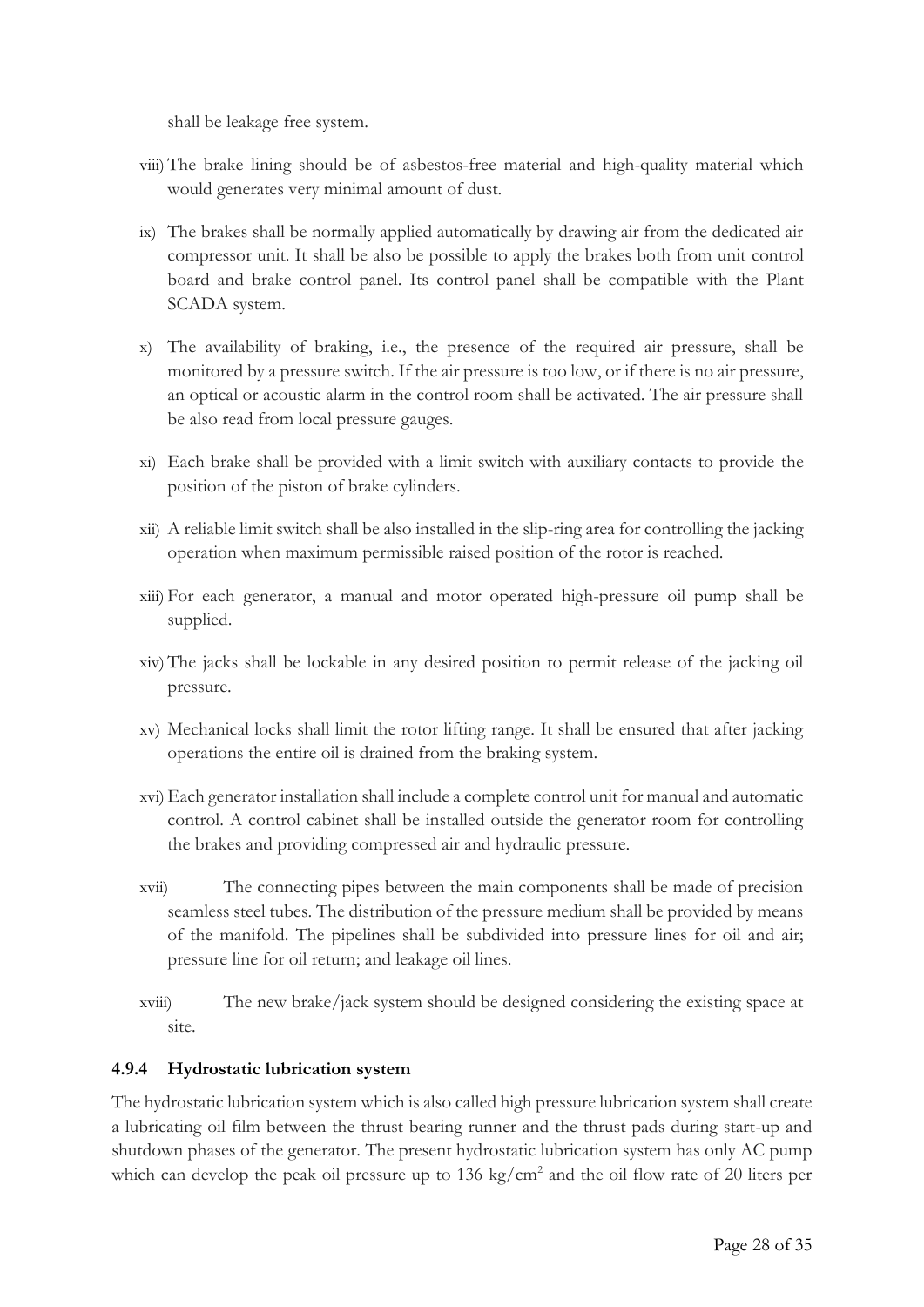shall be leakage free system.

viii) The brake lining should be of asbestos-free material and high-quality material which would generates very minimal amount of dust.

ix) The brakes shall be normally applied automatically by drawing air from the dedicated air compressor unit. It shall be also be possible to apply the brakes both from unit control board and brake control panel. Its control panel shall be compatible with the Plant SCADA system.

x) The availability of braking, i.e., the presence of the required air pressure, shall be monitored by a pressure switch. If the air pressure is too low, or if there is no air pressure, an optical or acoustic alarm in the control room shall be activated. The air pressure shall be also read from local pressure gauges.

xi) Each brake shall be provided with a limit switch with auxiliary contacts to provide the position of the piston of brake cylinders.

xii) A reliable limit switch shall be also installed in the slip-ring area for controlling the jacking operation when maximum permissible raised position of the rotor is reached.

xiii) For each generator, a manual and motor operated high-pressure oil pump shall be supplied.

xiv) The jacks shall be lockable in any desired position to permit release of the jacking oil pressure.

xv) Mechanical locks shall limit the rotor lifting range. It shall be ensured that after jacking operations the entire oil is drained from the braking system.

xvi) Each generator installation shall include a complete control unit for manual and automatic control. A control cabinet shall be installed outside the generator room for controlling the brakes and providing compressed air and hydraulic pressure.

xvii) The connecting pipes between the main components shall be made of precision seamless steel tubes. The distribution of the pressure medium shall be provided by means of the manifold. The pipelines shall be subdivided into pressure lines for oil and air; pressure line for oil return; and leakage oil lines.

xviii) The new brake/jack system should be designed considering the existing space at site.

### 4.9.4 Hydrostatic lubrication system

The hydrostatic lubrication system which is also called high pressure lubrication system shall create a lubricating oil film between the thrust bearing runner and the thrust pads during start-up and shutdown phases of the generator. The present hydrostatic lubrication system has only AC pump which can develop the peak oil pressure up to 136 $kg/cm^2$ and the oil flow rate of 20 liters per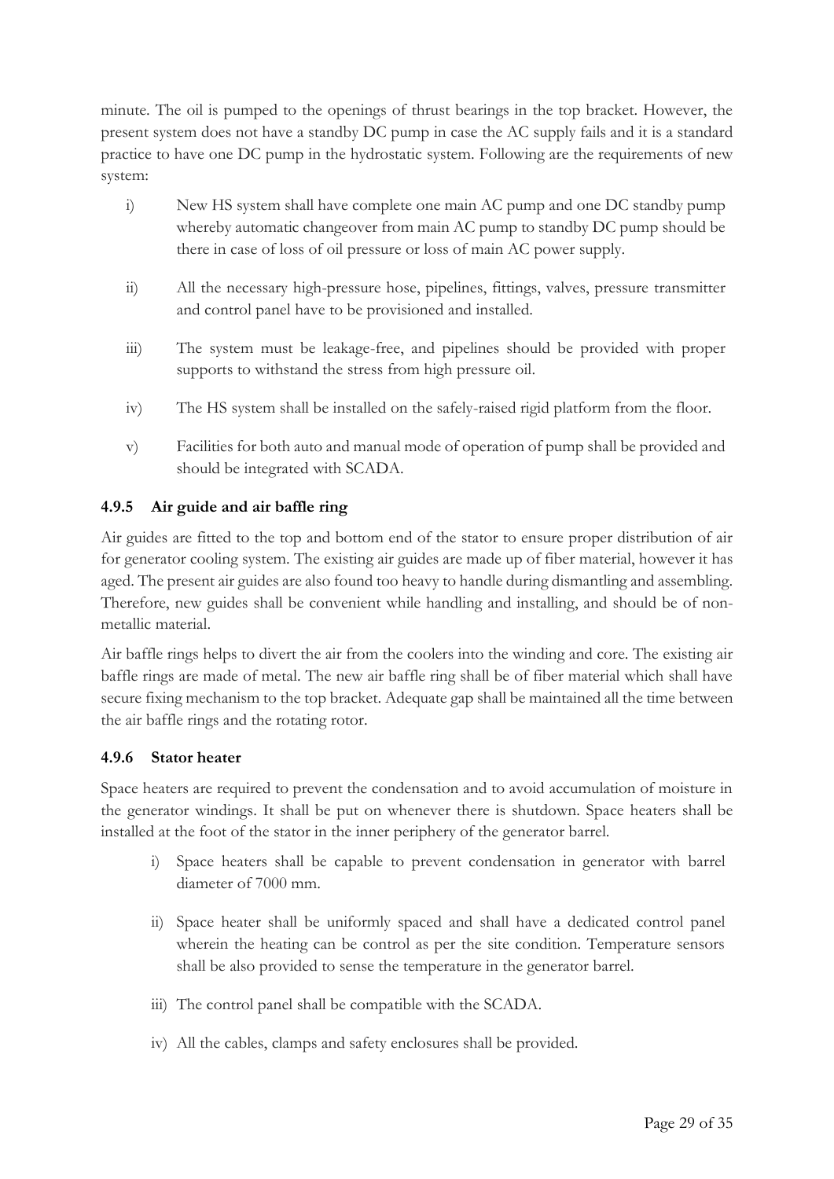minute. The oil is pumped to the openings of thrust bearings in the top bracket. However, the present system does not have a standby DC pump in case the AC supply fails and it is a standard practice to have one DC pump in the hydrostatic system. Following are the requirements of new system:

i) New HS system shall have complete one main AC pump and one DC standby pump whereby automatic changeover from main AC pump to standby DC pump should be there in case of loss of oil pressure or loss of main AC power supply.

ii) All the necessary high-pressure hose, pipelines, fittings, valves, pressure transmitter and control panel have to be provisioned and installed.

iii) The system must be leakage-free, and pipelines should be provided with proper supports to withstand the stress from high pressure oil.

iv) The HS system shall be installed on the safely-raised rigid platform from the floor.

v) Facilities for both auto and manual mode of operation of pump shall be provided and should be integrated with SCADA.

#### 4.9.5 Air guide and air baffle ring

Air guides are fitted to the top and bottom end of the stator to ensure proper distribution of air for generator cooling system. The existing air guides are made up of fiber material, however it has aged. The present air guides are also found too heavy to handle during dismantling and assembling. Therefore, new guides shall be convenient while handling and installing, and should be of non-metallic material.

Air baffle rings helps to divert the air from the coolers into the winding and core. The existing air baffle rings are made of metal. The new air baffle ring shall be of fiber material which shall have secure fixing mechanism to the top bracket. Adequate gap shall be maintained all the time between the air baffle rings and the rotating rotor.

#### 4.9.6 Stator heater

Space heaters are required to prevent the condensation and to avoid accumulation of moisture in the generator windings. It shall be put on whenever there is shutdown. Space heaters shall be installed at the foot of the stator in the inner periphery of the generator barrel.

i) Space heaters shall be capable to prevent condensation in generator with barrel diameter of 7000 mm.

ii) Space heater shall be uniformly spaced and shall have a dedicated control panel wherein the heating can be control as per the site condition. Temperature sensors shall be also provided to sense the temperature in the generator barrel.

iii) The control panel shall be compatible with the SCADA.

iv) All the cables, clamps and safety enclosures shall be provided.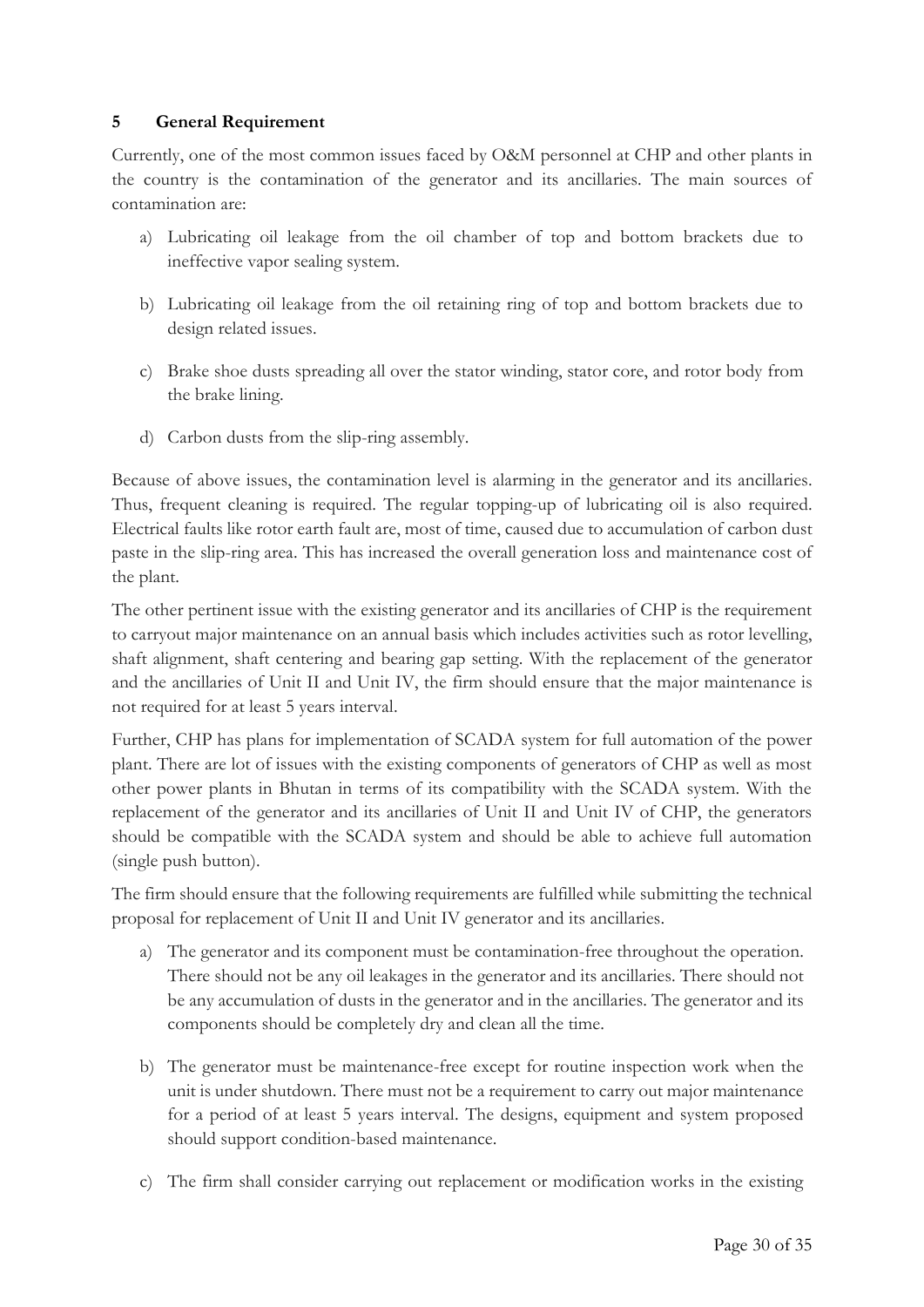## 5 General Requirement

Currently, one of the most common issues faced by O&M personnel at CHP and other plants in the country is the contamination of the generator and its ancillaries. The main sources of contamination are:

a) Lubricating oil leakage from the oil chamber of top and bottom brackets due to ineffective vapor sealing system.

b) Lubricating oil leakage from the oil retaining ring of top and bottom brackets due to design related issues.

c) Brake shoe dusts spreading all over the stator winding, stator core, and rotor body from the brake lining.

d) Carbon dusts from the slip-ring assembly.

Because of above issues, the contamination level is alarming in the generator and its ancillaries. Thus, frequent cleaning is required. The regular topping-up of lubricating oil is also required. Electrical faults like rotor earth fault are, most of time, caused due to accumulation of carbon dust paste in the slip-ring area. This has increased the overall generation loss and maintenance cost of the plant.

The other pertinent issue with the existing generator and its ancillaries of CHP is the requirement to carryout major maintenance on an annual basis which includes activities such as rotor levelling, shaft alignment, shaft centering and bearing gap setting. With the replacement of the generator and the ancillaries of Unit II and Unit IV, the firm should ensure that the major maintenance is not required for at least 5 years interval.

Further, CHP has plans for implementation of SCADA system for full automation of the power plant. There are lot of issues with the existing components of generators of CHP as well as most other power plants in Bhutan in terms of its compatibility with the SCADA system. With the replacement of the generator and its ancillaries of Unit II and Unit IV of CHP, the generators should be compatible with the SCADA system and should be able to achieve full automation (single push button).

The firm should ensure that the following requirements are fulfilled while submitting the technical proposal for replacement of Unit II and Unit IV generator and its ancillaries.

a) The generator and its component must be contamination-free throughout the operation. There should not be any oil leakages in the generator and its ancillaries. There should not be any accumulation of dusts in the generator and in the ancillaries. The generator and its components should be completely dry and clean all the time.

b) The generator must be maintenance-free except for routine inspection work when the unit is under shutdown. There must not be a requirement to carry out major maintenance for a period of at least 5 years interval. The designs, equipment and system proposed should support condition-based maintenance.

c) The firm shall consider carrying out replacement or modification works in the existing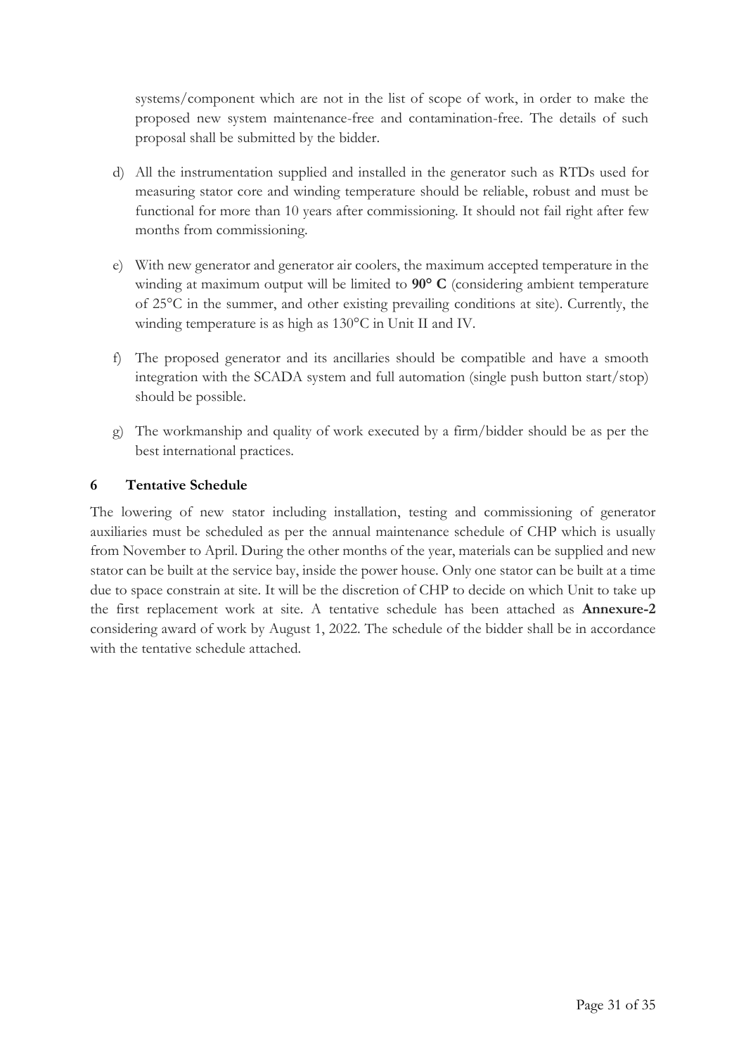systems/component which are not in the list of scope of work, in order to make the proposed new system maintenance-free and contamination-free. The details of such proposal shall be submitted by the bidder.

d) All the instrumentation supplied and installed in the generator such as RTDs used for measuring stator core and winding temperature should be reliable, robust and must be functional for more than 10 years after commissioning. It should not fail right after few months from commissioning.

e) With new generator and generator air coolers, the maximum accepted temperature in the winding at maximum output will be limited to **90° C** (considering ambient temperature of 25°C in the summer, and other existing prevailing conditions at site). Currently, the winding temperature is as high as 130°C in Unit II and IV.

f) The proposed generator and its ancillaries should be compatible and have a smooth integration with the SCADA system and full automation (single push button start/stop) should be possible.

g) The workmanship and quality of work executed by a firm/bidder should be as per the best international practices.

## 6 Tentative Schedule

The lowering of new stator including installation, testing and commissioning of generator auxiliaries must be scheduled as per the annual maintenance schedule of CHP which is usually from November to April. During the other months of the year, materials can be supplied and new stator can be built at the service bay, inside the power house. Only one stator can be built at a time due to space constrain at site. It will be the discretion of CHP to decide on which Unit to take up the first replacement work at site. A tentative schedule has been attached as **Annexure-2** considering award of work by August 1, 2022. The schedule of the bidder shall be in accordance with the tentative schedule attached.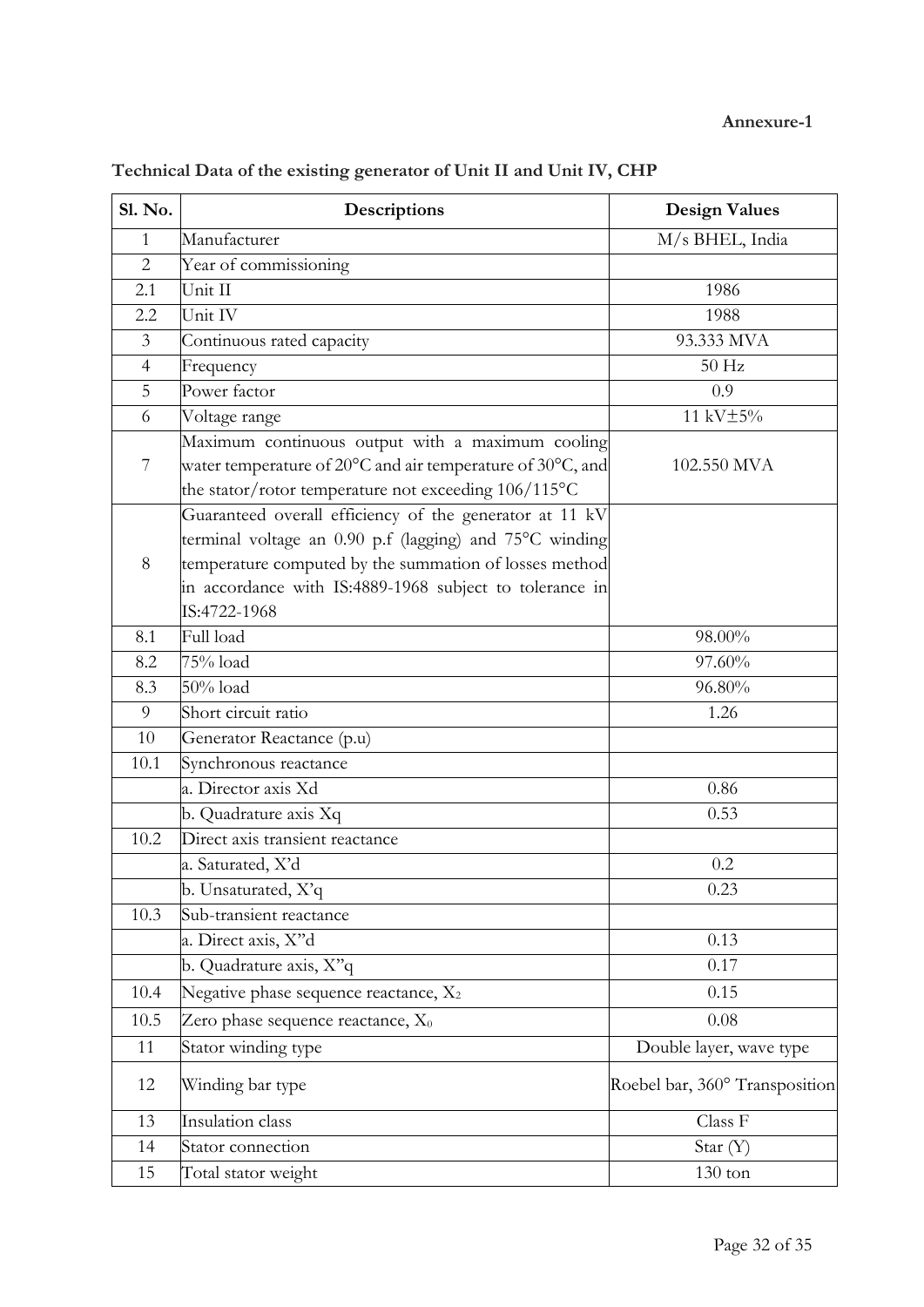**Annexure-1**

**Technical Data of the existing generator of Unit II and Unit IV, CHP**

| Sl. No. | Descriptions | Design Values |
|---|---|---|
| 1 | Manufacturer | M/s BHEL, India |
| 2 | Year of commissioning | |
| 2.1 | Unit II | 1986 |
| 2.2 | Unit IV | 1988 |
| 3 | Continuous rated capacity | 93.333 MVA |
| 4 | Frequency | 50 Hz |
| 5 | Power factor | 0.9 |
| 6 | Voltage range | 11 kV±5% |
| 7 | Maximum continuous output with a maximum cooling water temperature of 20°C and air temperature of 30°C, and the stator/rotor temperature not exceeding 106/115°C | 102.550 MVA |
| 8 | Guaranteed overall efficiency of the generator at 11 kV terminal voltage an 0.90 p.f (lagging) and 75°C winding temperature computed by the summation of losses method in accordance with IS:4889-1968 subject to tolerance in IS:4722-1968 | |
| 8.1 | Full load | 98.00% |
| 8.2 | 75% load | 97.60% |
| 8.3 | 50% load | 96.80% |
| 9 | Short circuit ratio | 1.26 |
| 10 | Generator Reactance (p.u) | |
| 10.1 | Synchronous reactance | |
| | a. Director axis Xd | 0.86 |
| | b. Quadrature axis Xq | 0.53 |
| 10.2 | Direct axis transient reactance | |
| | a. Saturated, X'd | 0.2 |
| | b. Unsaturated, X'q | 0.23 |
| 10.3 | Sub-transient reactance | |
| | a. Direct axis, X"d | 0.13 |
| | b. Quadrature axis, X"q | 0.17 |
| 10.4 | Negative phase sequence reactance, $X_2$ | 0.15 |
| 10.5 | Zero phase sequence reactance, $X_0$ | 0.08 |
| 11 | Stator winding type | Double layer, wave type |
| 12 | Winding bar type | Roebel bar, 360° Transposition |
| 13 | Insulation class | Class F |
| 14 | Stator connection | Star (Y) |
| 15 | Total stator weight | 130 ton |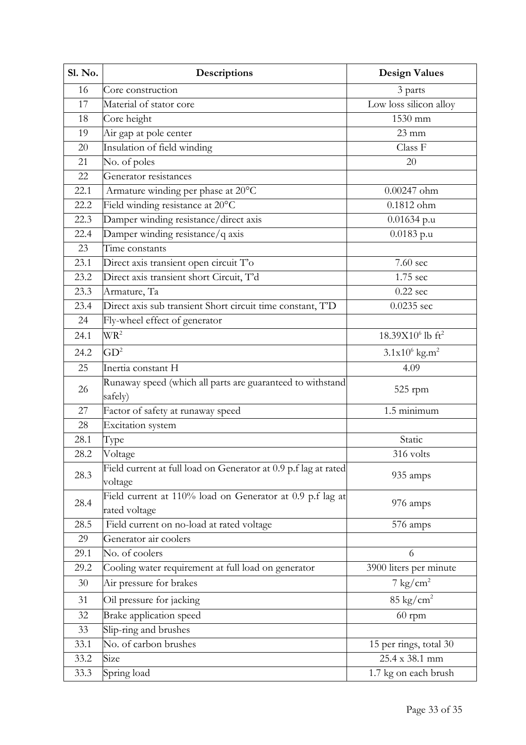| Sl. No. | Descriptions | Design Values |
|---|---|---|
| 16 | Core construction | 3 parts |
| 17 | Material of stator core | Low loss silicon alloy |
| 18 | Core height | 1530 mm |
| 19 | Air gap at pole center | 23 mm |
| 20 | Insulation of field winding | Class F |
| 21 | No. of poles | 20 |
| 22 | Generator resistances | |
| 22.1 | Armature winding per phase at 20°C | 0.00247 ohm |
| 22.2 | Field winding resistance at 20°C | 0.1812 ohm |
| 22.3 | Damper winding resistance/direct axis | 0.01634 p.u |
| 22.4 | Damper winding resistance/q axis | 0.0183 p.u |
| 23 | Time constants | |
| 23.1 | Direct axis transient open circuit T'o | 7.60 sec |
| 23.2 | Direct axis transient short Circuit, T'd | 1.75 sec |
| 23.3 | Armature, Ta | 0.22 sec |
| 23.4 | Direct axis sub transient Short circuit time constant, T"D | 0.0235 sec |
| 24 | Fly-wheel effect of generator | |
| 24.1 | $WR^2$ | $18.39X10^6$ lb $ft^2$ |
| 24.2 | $GD^2$ | $3.1x10^6$ $kg.m^2$ |
| 25 | Inertia constant H | 4.09 |
| 26 | Runaway speed (which all parts are guaranteed to withstand safely) | 525 rpm |
| 27 | Factor of safety at runaway speed | 1.5 minimum |
| 28 | Excitation system | |
| 28.1 | Type | Static |
| 28.2 | Voltage | 316 volts |
| 28.3 | Field current at full load on Generator at 0.9 p.f lag at rated voltage | 935 amps |
| 28.4 | Field current at 110% load on Generator at 0.9 p.f lag at rated voltage | 976 amps |
| 28.5 | Field current on no-load at rated voltage | 576 amps |
| 29 | Generator air coolers | |
| 29.1 | No. of coolers | 6 |
| 29.2 | Cooling water requirement at full load on generator | 3900 liters per minute |
| 30 | Air pressure for brakes | 7 $kg/cm^2$ |
| 31 | Oil pressure for jacking | 85 $kg/cm^2$ |
| 32 | Brake application speed | 60 rpm |
| 33 | Slip-ring and brushes | |
| 33.1 | No. of carbon brushes | 15 per rings, total 30 |
| 33.2 | Size | 25.4 x 38.1 mm |
| 33.3 | Spring load | 1.7 kg on each brush |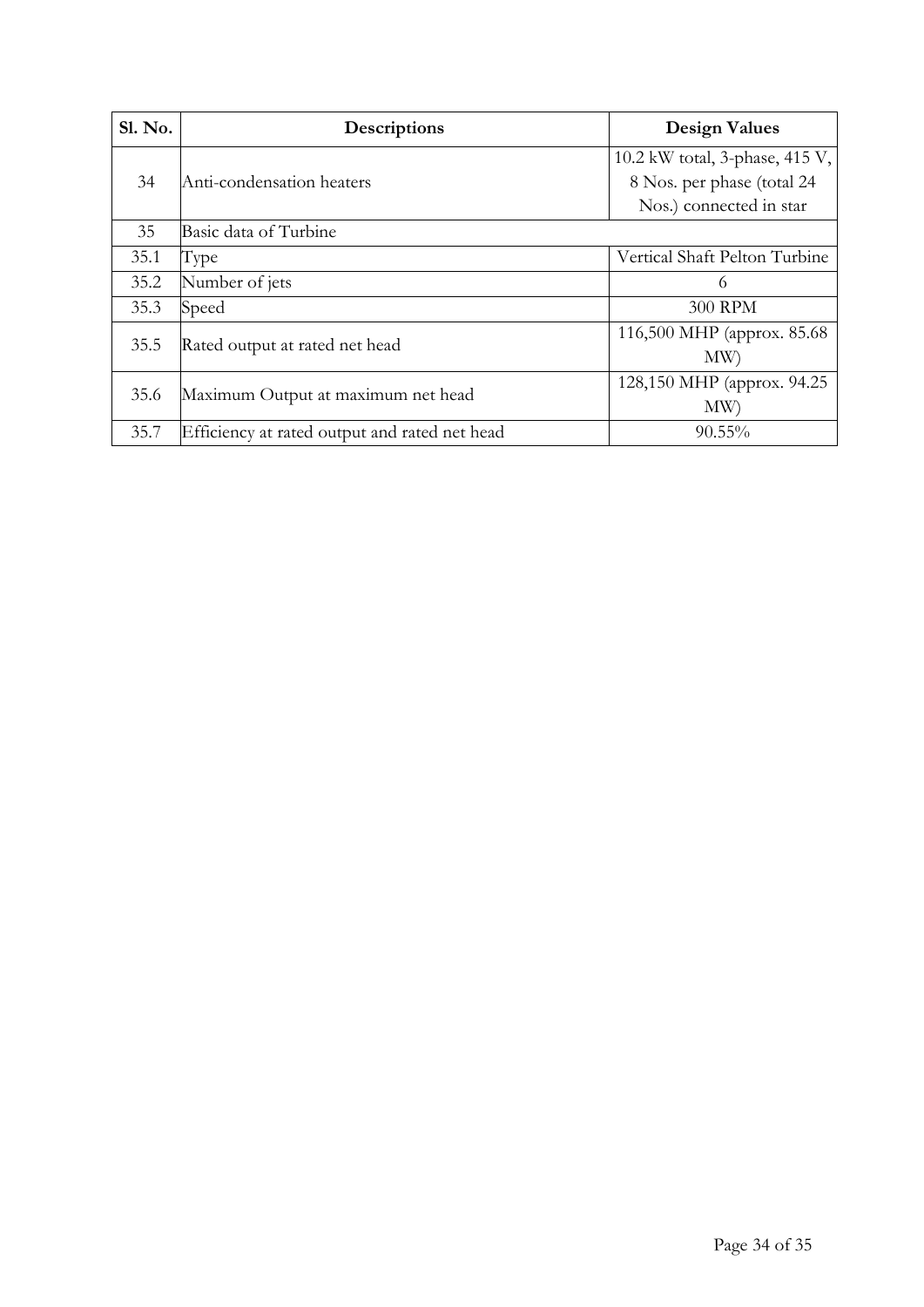| Sl. No. | Descriptions | Design Values |
|---|---|---|
| 34 | Anti-condensation heaters | 10.2 kW total, 3-phase, 415 V, 8 Nos. per phase (total 24 Nos.) connected in star |
| 35 | Basic data of Turbine | |
| 35.1 | Type | Vertical Shaft Pelton Turbine |
| 35.2 | Number of jets | 6 |
| 35.3 | Speed | 300 RPM |
| 35.5 | Rated output at rated net head | 116,500 MHP (approx. 85.68 MW) |
| 35.6 | Maximum Output at maximum net head | 128,150 MHP (approx. 94.25 MW) |
| 35.7 | Efficiency at rated output and rated net head | 90.55% |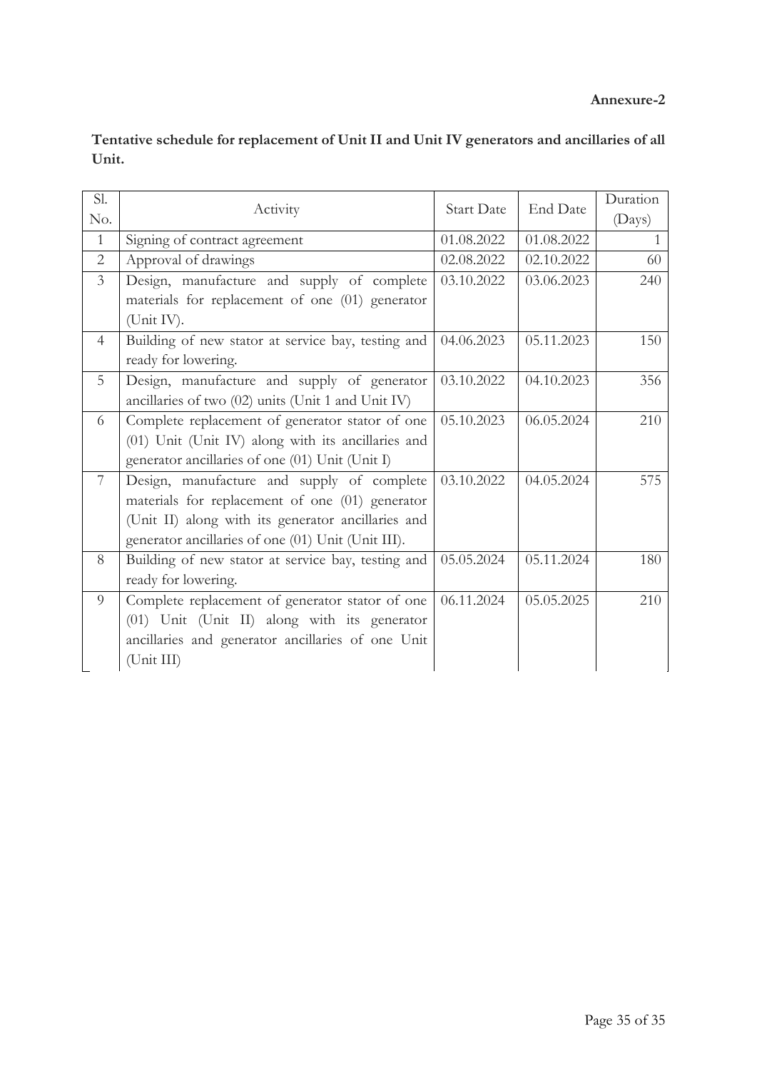**Annexure-2**

**Tentative schedule for replacement of Unit II and Unit IV generators and ancillaries of all Unit.**

| Sl. No. | Activity | Start Date | End Date | Duration (Days) |
|---|---|---|---|---|
| 1 | Signing of contract agreement | 01.08.2022 | 01.08.2022 | 1 |
| 2 | Approval of drawings | 02.08.2022 | 02.10.2022 | 60 |
| 3 | Design, manufacture and supply of complete materials for replacement of one (01) generator (Unit IV). | 03.10.2022 | 03.06.2023 | 240 |
| 4 | Building of new stator at service bay, testing and ready for lowering. | 04.06.2023 | 05.11.2023 | 150 |
| 5 | Design, manufacture and supply of generator ancillaries of two (02) units (Unit 1 and Unit IV) | 03.10.2022 | 04.10.2023 | 356 |
| 6 | Complete replacement of generator stator of one (01) Unit (Unit IV) along with its ancillaries and generator ancillaries of one (01) Unit (Unit I) | 05.10.2023 | 06.05.2024 | 210 |
| 7 | Design, manufacture and supply of complete materials for replacement of one (01) generator (Unit II) along with its generator ancillaries and generator ancillaries of one (01) Unit (Unit III). | 03.10.2022 | 04.05.2024 | 575 |
| 8 | Building of new stator at service bay, testing and ready for lowering. | 05.05.2024 | 05.11.2024 | 180 |
| 9 | Complete replacement of generator stator of one (01) Unit (Unit II) along with its generator ancillaries and generator ancillaries of one Unit (Unit III) | 06.11.2024 | 05.05.2025 | 210 |